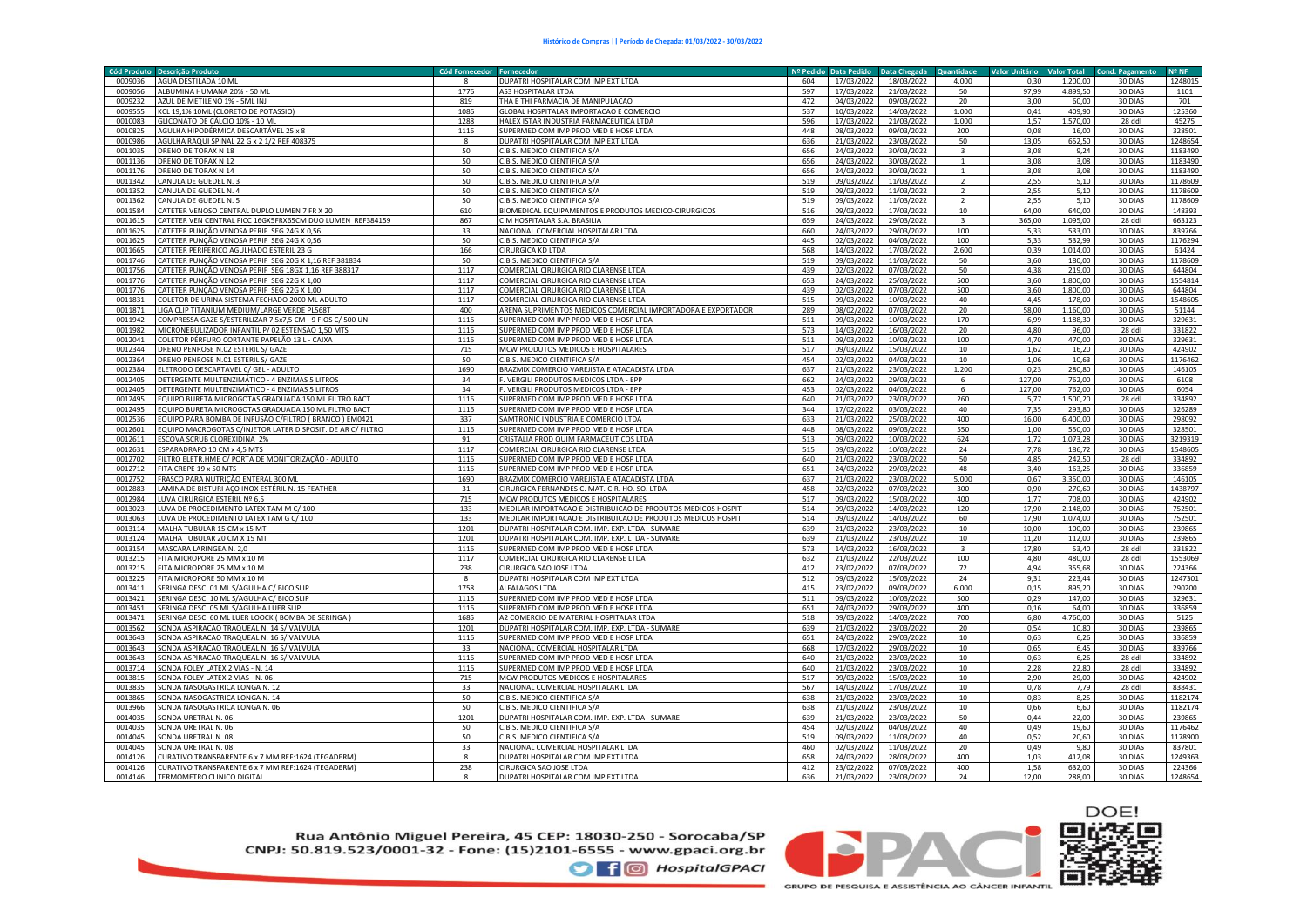**Histórico de Compras || Período de Chegada: 01/03/2022 - 30/03/2022**

| Cód Produto | Descrição Produto | Cód Fornecedor | Fornecedor | Nº Pedido | Data Pedido | Data Chegada | Quantidade | Valor Unitário | Valor Total | Cond. Pagamento | Nº NF |
|---|---|---|---|---|---|---|---|---|---|---|---|
| 0009036 | AGUA DESTILADA 10 ML | 8 | DUPATRI HOSPITALAR COM IMP EXT LTDA | 604 | 17/03/2022 | 18/03/2022 | 4.000 | 0,30 | 1.200,00 | 30 DIAS | 1248015 |
| 0009056 | ALBUMINA HUMANA 20% - 50 ML | 1776 | AS3 HOSPITALAR LTDA | 597 | 17/03/2022 | 21/03/2022 | 50 | 97,99 | 4.899,50 | 30 DIAS | 1101 |
| 0009232 | AZUL DE METILENO 1% - 5ML INJ | 819 | THA E THI FARMACIA DE MANIPULACAO | 472 | 04/03/2022 | 09/03/2022 | 20 | 3,00 | 60,00 | 30 DIAS | 701 |
| 0009555 | KCL 19,1% 10ML (CLORETO DE POTASSIO) | 1086 | GLOBAL HOSPITALAR IMPORTACAO E COMERCIO | 537 | 10/03/2022 | 14/03/2022 | 1.000 | 0,41 | 409,90 | 30 DIAS | 125360 |
| 0010083 | GLICONATO DE CÁLCIO 10% - 10 ML | 1288 | HALEX ISTAR INDUSTRIA FARMACEUTICA LTDA | 596 | 17/03/2022 | 21/03/2022 | 1.000 | 1,57 | 1.570,00 | 28 ddl | 45275 |
| 0010825 | AGULHA HIPODÉRMICA DESCARTÁVEL 25 x 8 | 1116 | SUPERMED COM IMP PROD MED E HOSP LTDA | 448 | 08/03/2022 | 09/03/2022 | 200 | 0,08 | 16,00 | 30 DIAS | 328501 |
| 0010986 | AGULHA RAQUI SPINAL 22 G x 2 1/2 REF 408375 | 8 | DUPATRI HOSPITALAR COM IMP EXT LTDA | 636 | 21/03/2022 | 23/03/2022 | 50 | 13,05 | 652,50 | 30 DIAS | 1248654 |
| 0011035 | DRENO DE TORAX N 18 | 50 | C.B.S. MEDICO CIENTIFICA S/A | 656 | 24/03/2022 | 30/03/2022 | 3 | 3,08 | 9,24 | 30 DIAS | 1183490 |
| 0011136 | DRENO DE TORAX N 12 | 50 | C.B.S. MEDICO CIENTIFICA S/A | 656 | 24/03/2022 | 30/03/2022 | 1 | 3,08 | 3,08 | 30 DIAS | 1183490 |
| 0011176 | DRENO DE TORAX N 14 | 50 | C.B.S. MEDICO CIENTIFICA S/A | 656 | 24/03/2022 | 30/03/2022 | 1 | 3,08 | 3,08 | 30 DIAS | 1183490 |
| 0011342 | CANULA DE GUEDEL N. 3 | 50 | C.B.S. MEDICO CIENTIFICA S/A | 519 | 09/03/2022 | 11/03/2022 | 2 | 2,55 | 5,10 | 30 DIAS | 1178609 |
| 0011352 | CANULA DE GUEDEL N. 4 | 50 | C.B.S. MEDICO CIENTIFICA S/A | 519 | 09/03/2022 | 11/03/2022 | 2 | 2,55 | 5,10 | 30 DIAS | 1178609 |
| 0011362 | CANULA DE GUEDEL N. 5 | 50 | C.B.S. MEDICO CIENTIFICA S/A | 519 | 09/03/2022 | 11/03/2022 | 2 | 2,55 | 5,10 | 30 DIAS | 1178609 |
| 0011584 | CATETER VENOSO CENTRAL DUPLO LUMEN 7 FR X 20 | 610 | BIOMEDICAL EQUIPAMENTOS E PRODUTOS MEDICO-CIRURGICOS | 516 | 09/03/2022 | 17/03/2022 | 10 | 64,00 | 640,00 | 30 DIAS | 148393 |
| 0011615 | CATETER VEN CENTRAL PICC 16GX5FRX65CM DUO LUMEN REF384159 | 867 | C M HOSPITALAR S.A. BRASILIA | 659 | 24/03/2022 | 29/03/2022 | 3 | 365,00 | 1.095,00 | 28 ddl | 663123 |
| 0011625 | CATETER PUNÇÃO VENOSA PERIF SEG 24G X 0,56 | 33 | NACIONAL COMERCIAL HOSPITALAR LTDA | 660 | 24/03/2022 | 29/03/2022 | 100 | 5,33 | 533,00 | 30 DIAS | 839766 |
| 0011625 | CATETER PUNÇÃO VENOSA PERIF SEG 24G X 0,56 | 50 | C.B.S. MEDICO CIENTIFICA S/A | 445 | 02/03/2022 | 04/03/2022 | 100 | 5,33 | 532,99 | 30 DIAS | 1176294 |
| 0011665 | CATETER PERIFERICO AGULHADO ESTERIL 23 G | 166 | CIRURGICA KD LTDA | 568 | 14/03/2022 | 17/03/2022 | 2.600 | 0,39 | 1.014,00 | 30 DIAS | 61424 |
| 0011746 | CATETER PUNÇÃO VENOSA PERIF SEG 20G X 1,16 REF 381834 | 50 | C.B.S. MEDICO CIENTIFICA S/A | 519 | 09/03/2022 | 11/03/2022 | 50 | 3,60 | 180,00 | 30 DIAS | 1178609 |
| 0011756 | CATETER PUNÇÃO VENOSA PERIF SEG 18GX 1,16 REF 388317 | 1117 | COMERCIAL CIRURGICA RIO CLARENSE LTDA | 439 | 02/03/2022 | 07/03/2022 | 50 | 4,38 | 219,00 | 30 DIAS | 644804 |
| 0011776 | CATETER PUNÇÃO VENOSA PERIF SEG 22G X 1,00 | 1117 | COMERCIAL CIRURGICA RIO CLARENSE LTDA | 653 | 24/03/2022 | 25/03/2022 | 500 | 3,60 | 1.800,00 | 30 DIAS | 1554814 |
| 0011776 | CATETER PUNÇÃO VENOSA PERIF SEG 22G X 1,00 | 1117 | COMERCIAL CIRURGICA RIO CLARENSE LTDA | 439 | 02/03/2022 | 07/03/2022 | 500 | 3,60 | 1.800,00 | 30 DIAS | 644804 |
| 0011831 | COLETOR DE URINA SISTEMA FECHADO 2000 ML ADULTO | 1117 | COMERCIAL CIRURGICA RIO CLARENSE LTDA | 515 | 09/03/2022 | 10/03/2022 | 40 | 4,45 | 178,00 | 30 DIAS | 1548605 |
| 0011871 | LIGA CLIP TITANIUM MEDIUM/LARGE VERDE PL568T | 400 | ARENA SUPRIMENTOS MEDICOS COMERCIAL IMPORTADORA E EXPORTADOR | 289 | 08/02/2022 | 07/03/2022 | 20 | 58,00 | 1.160,00 | 30 DIAS | 51144 |
| 0011942 | COMPRESSA GAZE S/ESTERILIZAR 7,5x7,5 CM - 9 FIOS C/ 500 UNI | 1116 | SUPERMED COM IMP PROD MED E HOSP LTDA | 511 | 09/03/2022 | 10/03/2022 | 170 | 6,99 | 1.188,30 | 30 DIAS | 329631 |
| 0011982 | MICRONEBULIZADOR INFANTIL P/ 02 ESTENSAO 1,50 MTS | 1116 | SUPERMED COM IMP PROD MED E HOSP LTDA | 573 | 14/03/2022 | 16/03/2022 | 20 | 4,80 | 96,00 | 28 ddl | 331822 |
| 0012041 | COLETOR PÉRFURO CORTANTE PAPELÃO 13 L - CAIXA | 1116 | SUPERMED COM IMP PROD MED E HOSP LTDA | 511 | 09/03/2022 | 10/03/2022 | 100 | 4,70 | 470,00 | 30 DIAS | 329631 |
| 0012344 | DRENO PENROSE N.02 ESTERIL S/ GAZE | 715 | MCW PRODUTOS MEDICOS E HOSPITALARES | 517 | 09/03/2022 | 15/03/2022 | 10 | 1,62 | 16,20 | 30 DIAS | 424902 |
| 0012364 | DRENO PENROSE N.01 ESTERIL S/ GAZE | 50 | C.B.S. MEDICO CIENTIFICA S/A | 454 | 02/03/2022 | 04/03/2022 | 10 | 1,06 | 10,63 | 30 DIAS | 1176462 |
| 0012384 | ELETRODO DESCARTAVEL C/ GEL - ADULTO | 1690 | BRAZMIX COMERCIO VAREJISTA E ATACADISTA LTDA | 637 | 21/03/2022 | 23/03/2022 | 1.200 | 0,23 | 280,80 | 30 DIAS | 146105 |
| 0012405 | DETERGENTE MULTENZIMÁTICO - 4 ENZIMAS 5 LITROS | 34 | F. VERGILI PRODUTOS MEDICOS LTDA - EPP | 662 | 24/03/2022 | 29/03/2022 | 6 | 127,00 | 762,00 | 30 DIAS | 6108 |
| 0012405 | DETERGENTE MULTENZIMÁTICO - 4 ENZIMAS 5 LITROS | 34 | F. VERGILI PRODUTOS MEDICOS LTDA - EPP | 453 | 02/03/2022 | 04/03/2022 | 6 | 127,00 | 762,00 | 30 DIAS | 6054 |
| 0012495 | EQUIPO BURETA MICROGOTAS GRADUADA 150 ML FILTRO BACT | 1116 | SUPERMED COM IMP PROD MED E HOSP LTDA | 640 | 21/03/2022 | 23/03/2022 | 260 | 5,77 | 1.500,20 | 28 ddl | 334892 |
| 0012495 | EQUIPO BURETA MICROGOTAS GRADUADA 150 ML FILTRO BACT | 1116 | SUPERMED COM IMP PROD MED E HOSP LTDA | 344 | 17/02/2022 | 03/03/2022 | 40 | 7,35 | 293,80 | 30 DIAS | 326289 |
| 0012536 | EQUIPO PARA BOMBA DE INFUSÃO C/FILTRO ( BRANCO ) EM0421 | 337 | SAMTRONIC INDUSTRIA E COMERCIO LTDA | 633 | 21/03/2022 | 25/03/2022 | 400 | 16,00 | 6.400,00 | 30 DIAS | 298092 |
| 0012601 | EQUIPO MACROGOTAS C/INJETOR LATER DISPOSIT. DE AR C/ FILTRO | 1116 | SUPERMED COM IMP PROD MED E HOSP LTDA | 448 | 08/03/2022 | 09/03/2022 | 550 | 1,00 | 550,00 | 30 DIAS | 328501 |
| 0012611 | ESCOVA SCRUB CLOREXIDINA 2% | 91 | CRISTALIA PROD QUIM FARMACEUTICOS LTDA | 513 | 09/03/2022 | 10/03/2022 | 624 | 1,72 | 1.073,28 | 30 DIAS | 3219319 |
| 0012631 | ESPARADRAPO 10 CM x 4,5 MTS | 1117 | COMERCIAL CIRURGICA RIO CLARENSE LTDA | 515 | 09/03/2022 | 10/03/2022 | 24 | 7,78 | 186,72 | 30 DIAS | 1548605 |
| 0012702 | FILTRO ELETR.HME C/ PORTA DE MONITORIZAÇÃO - ADULTO | 1116 | SUPERMED COM IMP PROD MED E HOSP LTDA | 640 | 21/03/2022 | 23/03/2022 | 50 | 4,85 | 242,50 | 28 ddl | 334892 |
| 0012712 | FITA CREPE 19 x 50 MTS | 1116 | SUPERMED COM IMP PROD MED E HOSP LTDA | 651 | 24/03/2022 | 29/03/2022 | 48 | 3,40 | 163,25 | 30 DIAS | 336859 |
| 0012752 | FRASCO PARA NUTRIÇÃO ENTERAL 300 ML | 1690 | BRAZMIX COMERCIO VAREJISTA E ATACADISTA LTDA | 637 | 21/03/2022 | 23/03/2022 | 5.000 | 0,67 | 3.350,00 | 30 DIAS | 146105 |
| 0012883 | LAMINA DE BISTURI AÇO INOX ESTÉRIL N. 15 FEATHER | 31 | CIRURGICA FERNANDES C. MAT. CIR. HO. SO. LTDA | 458 | 02/03/2022 | 07/03/2022 | 300 | 0,90 | 270,60 | 30 DIAS | 1438797 |
| 0012984 | LUVA CIRURGICA ESTERIL Nº 6,5 | 715 | MCW PRODUTOS MEDICOS E HOSPITALARES | 517 | 09/03/2022 | 15/03/2022 | 400 | 1,77 | 708,00 | 30 DIAS | 424902 |
| 0013023 | LUVA DE PROCEDIMENTO LATEX TAM M C/ 100 | 133 | MEDILAR IMPORTACAO E DISTRIBUICAO DE PRODUTOS MEDICOS HOSPIT | 514 | 09/03/2022 | 14/03/2022 | 120 | 17,90 | 2.148,00 | 30 DIAS | 752501 |
| 0013063 | LUVA DE PROCEDIMENTO LATEX TAM G C/ 100 | 133 | MEDILAR IMPORTACAO E DISTRIBUICAO DE PRODUTOS MEDICOS HOSPIT | 514 | 09/03/2022 | 14/03/2022 | 60 | 17,90 | 1.074,00 | 30 DIAS | 752501 |
| 0013114 | MALHA TUBULAR 15 CM x 15 MT | 1201 | DUPATRI HOSPITALAR COM. IMP. EXP. LTDA - SUMARE | 639 | 21/03/2022 | 23/03/2022 | 10 | 10,00 | 100,00 | 30 DIAS | 239865 |
| 0013124 | MALHA TUBULAR 20 CM X 15 MT | 1201 | DUPATRI HOSPITALAR COM. IMP. EXP. LTDA - SUMARE | 639 | 21/03/2022 | 23/03/2022 | 10 | 11,20 | 112,00 | 30 DIAS | 239865 |
| 0013154 | MASCARA LARINGEA N. 2,0 | 1116 | SUPERMED COM IMP PROD MED E HOSP LTDA | 573 | 14/03/2022 | 16/03/2022 | 3 | 17,80 | 53,40 | 28 ddl | 331822 |
| 0013215 | FITA MICROPORE 25 MM x 10 M | 1117 | COMERCIAL CIRURGICA RIO CLARENSE LTDA | 632 | 21/03/2022 | 22/03/2022 | 100 | 4,80 | 480,00 | 28 ddl | 1553069 |
| 0013215 | FITA MICROPORE 25 MM x 10 M | 238 | CIRURGICA SAO JOSE LTDA | 412 | 23/02/2022 | 07/03/2022 | 72 | 4,94 | 355,68 | 30 DIAS | 224366 |
| 0013225 | FITA MICROPORE 50 MM x 10 M | 8 | DUPATRI HOSPITALAR COM IMP EXT LTDA | 512 | 09/03/2022 | 15/03/2022 | 24 | 9,31 | 223,44 | 30 DIAS | 1247301 |
| 0013411 | SERINGA DESC. 01 ML S/AGULHA C/ BICO SLIP | 1758 | ALFALAGOS LTDA | 415 | 23/02/2022 | 09/03/2022 | 6.000 | 0,15 | 895,20 | 30 DIAS | 290200 |
| 0013421 | SERINGA DESC. 10 ML S/AGULHA C/ BICO SLIP | 1116 | SUPERMED COM IMP PROD MED E HOSP LTDA | 511 | 09/03/2022 | 10/03/2022 | 500 | 0,29 | 147,00 | 30 DIAS | 329631 |
| 0013451 | SERINGA DESC. 05 ML S/AGULHA LUER SLIP. | 1116 | SUPERMED COM IMP PROD MED E HOSP LTDA | 651 | 24/03/2022 | 29/03/2022 | 400 | 0,16 | 64,00 | 30 DIAS | 336859 |
| 0013471 | SERINGA DESC. 60 ML LUER LOOCK ( BOMBA DE SERINGA ) | 1685 | A2 COMERCIO DE MATERIAL HOSPITALAR LTDA | 518 | 09/03/2022 | 14/03/2022 | 700 | 6,80 | 4.760,00 | 30 DIAS | 5125 |
| 0013562 | SONDA ASPIRACAO TRAQUEAL N. 14 S/ VALVULA | 1201 | DUPATRI HOSPITALAR COM. IMP. EXP. LTDA - SUMARE | 639 | 21/03/2022 | 23/03/2022 | 20 | 0,54 | 10,80 | 30 DIAS | 239865 |
| 0013643 | SONDA ASPIRACAO TRAQUEAL N. 16 S/ VALVULA | 1116 | SUPERMED COM IMP PROD MED E HOSP LTDA | 651 | 24/03/2022 | 29/03/2022 | 10 | 0,63 | 6,26 | 30 DIAS | 336859 |
| 0013643 | SONDA ASPIRACAO TRAQUEAL N. 16 S/ VALVULA | 33 | NACIONAL COMERCIAL HOSPITALAR LTDA | 668 | 17/03/2022 | 29/03/2022 | 10 | 0,65 | 6,45 | 30 DIAS | 839766 |
| 0013643 | SONDA ASPIRACAO TRAQUEAL N. 16 S/ VALVULA | 1116 | SUPERMED COM IMP PROD MED E HOSP LTDA | 640 | 21/03/2022 | 23/03/2022 | 10 | 0,63 | 6,26 | 28 ddl | 334892 |
| 0013714 | SONDA FOLEY LATEX 2 VIAS - N. 14 | 1116 | SUPERMED COM IMP PROD MED E HOSP LTDA | 640 | 21/03/2022 | 23/03/2022 | 10 | 2,28 | 22,80 | 28 ddl | 334892 |
| 0013815 | SONDA FOLEY LATEX 2 VIAS - N. 06 | 715 | MCW PRODUTOS MEDICOS E HOSPITALARES | 517 | 09/03/2022 | 15/03/2022 | 10 | 2,90 | 29,00 | 30 DIAS | 424902 |
| 0013835 | SONDA NASOGASTRICA LONGA N. 12 | 33 | NACIONAL COMERCIAL HOSPITALAR LTDA | 567 | 14/03/2022 | 17/03/2022 | 10 | 0,78 | 7,79 | 28 ddl | 838431 |
| 0013865 | SONDA NASOGASTRICA LONGA N. 14 | 50 | C.B.S. MEDICO CIENTIFICA S/A | 638 | 21/03/2022 | 23/03/2022 | 10 | 0,83 | 8,25 | 30 DIAS | 1182174 |
| 0013966 | SONDA NASOGASTRICA LONGA N. 06 | 50 | C.B.S. MEDICO CIENTIFICA S/A | 638 | 21/03/2022 | 23/03/2022 | 10 | 0,66 | 6,60 | 30 DIAS | 1182174 |
| 0014035 | SONDA URETRAL N. 06 | 1201 | DUPATRI HOSPITALAR COM. IMP. EXP. LTDA - SUMARE | 639 | 21/03/2022 | 23/03/2022 | 50 | 0,44 | 22,00 | 30 DIAS | 239865 |
| 0014035 | SONDA URETRAL N. 06 | 50 | C.B.S. MEDICO CIENTIFICA S/A | 454 | 02/03/2022 | 04/03/2022 | 40 | 0,49 | 19,60 | 30 DIAS | 1176462 |
| 0014045 | SONDA URETRAL N. 08 | 50 | C.B.S. MEDICO CIENTIFICA S/A | 519 | 09/03/2022 | 11/03/2022 | 40 | 0,52 | 20,60 | 30 DIAS | 1178900 |
| 0014045 | SONDA URETRAL N. 08 | 33 | NACIONAL COMERCIAL HOSPITALAR LTDA | 460 | 02/03/2022 | 11/03/2022 | 20 | 0,49 | 9,80 | 30 DIAS | 837801 |
| 0014126 | CURATIVO TRANSPARENTE 6 x 7 MM REF:1624 (TEGADERM) | 8 | DUPATRI HOSPITALAR COM IMP EXT LTDA | 658 | 24/03/2022 | 28/03/2022 | 400 | 1,03 | 412,08 | 30 DIAS | 1249363 |
| 0014126 | CURATIVO TRANSPARENTE 6 x 7 MM REF:1624 (TEGADERM) | 238 | CIRURGICA SAO JOSE LTDA | 412 | 23/02/2022 | 07/03/2022 | 400 | 1,58 | 632,00 | 30 DIAS | 224366 |
| 0014146 | TERMOMETRO CLINICO DIGITAL | 8 | DUPATRI HOSPITALAR COM IMP EXT LTDA | 636 | 21/03/2022 | 23/03/2022 | 24 | 12,00 | 288,00 | 30 DIAS | 1248654 |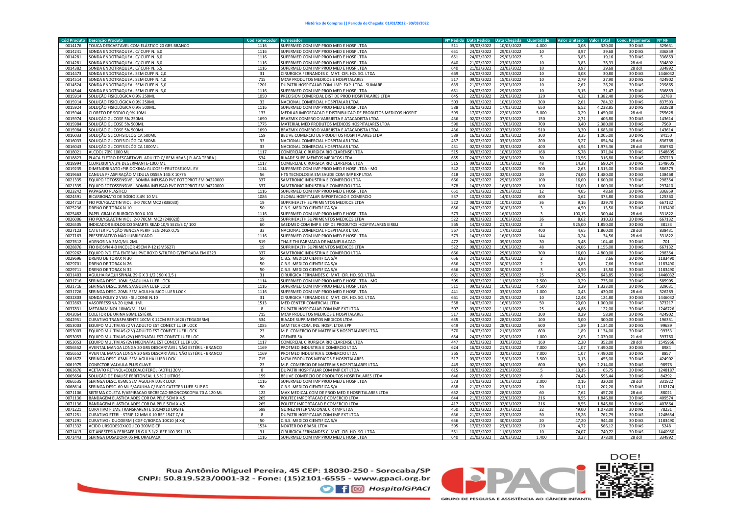# Histórico de Compras || Período de Chegada: 01/03/2022 - 30/03/2022

| Cód Produto | Descrição Produto | Cód Fornecedor | Fornecedor | Nº Pedido | Data Pedido | Data Chegada | Quantidade | Valor Unitário | Valor Total | Cond. Pagamento | Nº NF |
|---|---|---|---|---|---|---|---|---|---|---|---|
| 0014176 | TOUCA DESCARTAVEL COM ELÁSTICO 20 GRS BRANCO | 1116 | SUPERMED COM IMP PROD MED E HOSP LTDA | 511 | 09/03/2022 | 10/03/2022 | 4.000 | 0,08 | 320,00 | 30 DIAS | 329631 |
| 0014241 | SONDA ENDOTRAQUEAL C/ CUFF N. 6,0 | 1116 | SUPERMED COM IMP PROD MED E HOSP LTDA | 651 | 24/03/2022 | 29/03/2022 | 10 | 3,97 | 39,68 | 30 DIAS | 336859 |
| 0014281 | SONDA ENDOTRAQUEAL C/ CUFF N. 8,0 | 1116 | SUPERMED COM IMP PROD MED E HOSP LTDA | 651 | 24/03/2022 | 29/03/2022 | 5 | 3,83 | 19,16 | 30 DIAS | 336859 |
| 0014281 | SONDA ENDOTRAQUEAL C/ CUFF N. 8,0 | 1116 | SUPERMED COM IMP PROD MED E HOSP LTDA | 640 | 21/03/2022 | 23/03/2022 | 10 | 3,83 | 38,33 | 28 ddl | 334892 |
| 0014382 | SONDA ENDOTRAQUEAL C/ CUFF N. 5,5 | 1116 | SUPERMED COM IMP PROD MED E HOSP LTDA | 640 | 21/03/2022 | 23/03/2022 | 10 | 3,97 | 39,68 | 28 ddl | 334892 |
| 0014473 | SONDA ENDOTRAQUEAL SEM CUFF N. 2,0 | 31 | CIRURGICA FERNANDES C. MAT. CIR. HO. SO. LTDA | 669 | 24/03/2022 | 25/03/2022 | 10 | 3,08 | 30,80 | 30 DIAS | 1446032 |
| 0014514 | SONDA ENDOTRAQUEAL SEM CUFF N. 4,0 | 715 | MCW PRODUTOS MEDICOS E HOSPITALARES | 517 | 09/03/2022 | 15/03/2022 | 10 | 2,79 | 27,90 | 30 DIAS | 424902 |
| 0014524 | SONDA ENDOTRAQUEAL SEM CUFF N. 5,0 | 1201 | DUPATRI HOSPITALAR COM. IMP. EXP. LTDA - SUMARE | 639 | 21/03/2022 | 23/03/2022 | 10 | 2,62 | 26,20 | 30 DIAS | 239865 |
| 0014544 | SONDA ENDOTRAQUEAL SEM CUFF N. 6,0 | 1116 | SUPERMED COM IMP PROD MED E HOSP LTDA | 651 | 24/03/2022 | 29/03/2022 | 10 | 3,15 | 31,47 | 30 DIAS | 336859 |
| 0015914 | SOLUÇÃO FISIOLÓGICA 0,9% 250ML | 1050 | PRECISION COMERCIAL DIST DE PROD HOSPITALARES LTDA | 645 | 22/03/2022 | 23/03/2022 | 320 | 4,32 | 1.382,40 | 30 DIAS | 32788 |
| 0015914 | SOLUÇÃO FISIOLÓGICA 0,9% 250ML | 33 | NACIONAL COMERCIAL HOSPITALAR LTDA | 503 | 09/03/2022 | 10/03/2022 | 300 | 2,61 | 784,32 | 30 DIAS | 837593 |
| 0015924 | SOLUÇÃO FISIOLÓGICA 0,9% 500ML. | 1116 | SUPERMED COM IMP PROD MED E HOSP LTDA | 588 | 16/03/2022 | 17/03/2022 | 650 | 6,52 | 4.238,85 | 30 DIAS | 332828 |
| 0015944 | CLORETO DE SODIO 0,9% 10ML | 133 | MEDILAR IMPORTACAO E DISTRIBUICAO DE PRODUTOS MEDICOS HOSPIT | 599 | 17/03/2022 | 22/03/2022 | 5.000 | 0,29 | 1.450,00 | 28 ddl | 755628 |
| 0015974 | SOLUÇÃO GLICOSE 5% 250ML | 1690 | BRAZMIX COMERCIO VAREJISTA E ATACADISTA LTDA | 436 | 02/03/2022 | 07/03/2022 | 150 | 2,71 | 406,80 | 30 DIAS | 143614 |
| 0015984 | SOLUÇÃO GLICOSE 5% 500ML | 1775 | MATERIAL MED PRODUTOS MEDICOS HOSPITALARES LTDA | 590 | 16/03/2022 | 17/03/2022 | 700 | 3,40 | 2.380,00 | 30 DIAS | 7569 |
| 0015984 | SOLUÇÃO GLICOSE 5% 500ML | 1690 | BRAZMIX COMERCIO VAREJISTA E ATACADISTA LTDA | 436 | 02/03/2022 | 07/03/2022 | 510 | 3,30 | 1.683,00 | 30 DIAS | 143614 |
| 0016033 | SOLUÇÃO GLICOFISIOLÓGICA 500ML | 159 | BELIVE COMERCIO DE PRODUTOS HOSPITALARES LTDA | 589 | 16/03/2022 | 18/03/2022 | 300 | 3,35 | 1.005,00 | 30 DIAS | 84150 |
| 0016033 | SOLUÇÃO GLICOFISIOLÓGICA 500ML | 33 | NACIONAL COMERCIAL HOSPITALAR LTDA | 437 | 02/03/2022 | 03/03/2022 | 200 | 3,27 | 654,94 | 28 ddl | 836768 |
| 0016043 | SOLUÇÃO GLICOFISIOLÓGICA 1000ML | 33 | NACIONAL COMERCIAL HOSPITALAR LTDA | 431 | 02/03/2022 | 03/03/2022 | 400 | 4,94 | 1.975,36 | 28 ddl | 836780 |
| 0018021 | ALCOOL 70% 1000 ML | 1117 | COMERCIAL CIRURGICA RIO CLARENSE LTDA | 515 | 09/03/2022 | 10/03/2022 | 168 | 5,78 | 971,04 | 30 DIAS | 1548605 |
| 0018823 | PLACA ELETRO DESCARTAVEL ADULTO C/ REM HRAS ( PLACA TERRA ) | 534 | RIAADE SUPRIMENTOS MEDICOS LTDA | 655 | 24/03/2022 | 28/03/2022 | 30 | 10,56 | 316,80 | 30 DIAS | 670719 |
| 0018994 | CLOREXIDINA 2% DEGERMANTE-1000 ML | 1117 | COMERCIAL CIRURGICA RIO CLARENSE LTDA | 515 | 09/03/2022 | 10/03/2022 | 48 | 14,38 | 690,24 | 30 DIAS | 1548605 |
| 0019235 | DIMENIDRINATO+PIRIDOXINA+GLICOSE+FRUTOSE10ML EV | 1114 | SUPERMED COM IMP PROD MED E HOSP LTDA - MG | 542 | 10/03/2022 | 14/03/2022 | 500 | 2,63 | 1.315,00 | 30 DIAS | 586379 |
| 0019663 | CANULA P/ ASPIRAÇÃO MEDULA OSSEA 14G X 10/75 | 56 | HTS TECNOLOGIA EM SAUDE COM IMP EXP LTDA | 418 | 23/02/2022 | 02/03/2022 | 20 | 74,00 | 1.480,00 | 30 DIAS | 138468 |
| 0021335 | EQUIPO FOTOSSENSIVEL BOMBA INFUSAO PVC FOTOPROT EM 04220000 | 337 | SAMTRONIC INDUSTRIA E COMERCIO LTDA | 666 | 24/03/2022 | 29/03/2022 | 100 | 16,00 | 1.600,00 | 30 DIAS | 298354 |
| 0021335 | EQUIPO FOTOSSENSIVEL BOMBA INFUSAO PVC FOTOPROT EM 04220000 | 337 | SAMTRONIC INDUSTRIA E COMERCIO LTDA | 578 | 14/03/2022 | 16/03/2022 | 100 | 16,00 | 1.600,00 | 30 DIAS | 297410 |
| 0023242 | PAPAGAIO PLASTICO | 1116 | SUPERMED COM IMP PROD MED E HOSP LTDA | 651 | 24/03/2022 | 29/03/2022 | 12 | 4,05 | 48,60 | 30 DIAS | 336859 |
| 0024591 | BICARBONATO DE SÓDIO 8,4% 10 ML | 1086 | GLOBAL HOSPITALAR IMPORTACAO E COMERCIO | 537 | 10/03/2022 | 14/03/2022 | 600 | 0,62 | 373,80 | 30 DIAS | 125360 |
| 0024713 | FIO POLYGLACTIN VIOL. 3-0 70CM MC2 (838030) | 19 | SUPRIHEALTH SUPRIMENTOS MEDICOS LTDA | 522 | 08/03/2022 | 10/03/2022 | 36 | 9,16 | 329,70 | 30 DIAS | 667132 |
| 0025236 | DRENO DE TORAX N 10 | 50 | C.B.S. MEDICO CIENTIFICA S/A | 656 | 24/03/2022 | 30/03/2022 | 3 | 4,50 | 13,50 | 30 DIAS | 1183490 |
| 0025482 | PAPEL GRAU CIRURGICO 300 X 100 | 1116 | SUPERMED COM IMP PROD MED E HOSP LTDA | 573 | 14/03/2022 | 16/03/2022 | 3 | 100,15 | 300,44 | 28 ddl | 331822 |
| 0026006 | FIO POLYGLACTIN VIOL. 2-0 70CM MC2 (248020) | 19 | SUPRIHEALTH SUPRIMENTOS MEDICOS LTDA | 522 | 08/03/2022 | 10/03/2022 | 36 | 8,62 | 310,33 | 30 DIAS | 667132 |
| 0026505 | INDICADOR BIOLOGICO SMARTS READ 10/5 SEZS/S C/ 100 | 60 | SAEDMED COM IMP E EXP DE PRODUTOS HOSPITALARES EIRELI | 565 | 14/03/2022 | 21/03/2022 | 2 | 925,00 | 1.850,00 | 30 DIAS | 38133 |
| 0027123 | CATETER PUNÇÃO VENOSA PERIF SEG 24GX 0,75 | 33 | NACIONAL COMERCIAL HOSPITALAR LTDA | 567 | 14/03/2022 | 17/03/2022 | 400 | 4,65 | 1.860,00 | 28 ddl | 838431 |
| 0027163 | PRESERVATIVO NÃO LUBRIFICADO | 1116 | SUPERMED COM IMP PROD MED E HOSP LTDA | 573 | 14/03/2022 | 16/03/2022 | 144 | 0,24 | 34,56 | 28 ddl | 331822 |
| 0027612 | ADENOSINA 3MG/ML 2ML | 819 | THA E THI FARMACIA DE MANIPULACAO | 472 | 04/03/2022 | 09/03/2022 | 30 | 3,48 | 104,40 | 30 DIAS | 701 |
| 0028876 | FIO BIOSYN 4-0 INCOLOR 45CM P-12 (SM5627) | 19 | SUPRIHEALTH SUPRIMENTOS MEDICOS LTDA | 522 | 08/03/2022 | 10/03/2022 | 48 | 24,06 | 1.155,00 | 30 DIAS | 667132 |
| 0029262 | EQUIPO P/DIETA ENTERAL PVC ROXO S/FILTRO C/ENTRADA EM 0323 | 337 | SAMTRONIC INDUSTRIA E COMERCIO LTDA | 666 | 24/03/2022 | 29/03/2022 | 300 | 16,00 | 4.800,00 | 30 DIAS | 298354 |
| 0029696 | DRENO DE TORAX N 30 | 50 | C.B.S. MEDICO CIENTIFICA S/A | 656 | 24/03/2022 | 30/03/2022 | 2 | 3,83 | 7,66 | 30 DIAS | 1183490 |
| 0029701 | DRENO DE TORAX N 26 | 50 | C.B.S. MEDICO CIENTIFICA S/A | 656 | 24/03/2022 | 30/03/2022 | 2 | 3,83 | 7,66 | 30 DIAS | 1183490 |
| 0029711 | DRENO DE TORAX N 32 | 50 | C.B.S. MEDICO CIENTIFICA S/A | 656 | 24/03/2022 | 30/03/2022 | 3 | 4,50 | 13,50 | 30 DIAS | 1183490 |
| 0031403 | AGULHA RAQUI SPINAL 29 G X 3 1/2 ( 90 X 3,5 ) | 31 | CIRURGICA FERNANDES C. MAT. CIR. HO. SO. LTDA | 661 | 24/03/2022 | 25/03/2022 | 25 | 25,75 | 643,85 | 30 DIAS | 1446032 |
| 0031716 | SERINGA DESC. 10ML S/AGULHA LUER LOCK | 1114 | SUPERMED COM IMP PROD MED E HOSP LTDA - MG | 505 | 09/03/2022 | 11/03/2022 | 2.500 | 0,29 | 735,00 | 30 DIAS | 585905 |
| 0031716 | SERINGA DESC. 10ML S/AGULHA LUER LOCK | 1116 | SUPERMED COM IMP PROD MED E HOSP LTDA | 511 | 09/03/2022 | 10/03/2022 | 4.500 | 0,29 | 1.323,00 | 30 DIAS | 329631 |
| 0031726 | SERINGA DESC. 20ML SEM AGULHA BICO LUER LOCK | 1116 | SUPERMED COM IMP PROD MED E HOSP LTDA | 441 | 02/03/2022 | 03/03/2022 | 1.000 | 0,43 | 430,00 | 28 ddl | 326289 |
| 0032803 | SONDA FOLEY 2 VIAS - SILICONE N.10 | 31 | CIRURGICA FERNANDES C. MAT. CIR. HO. SO. LTDA | 661 | 24/03/2022 | 25/03/2022 | 10 | 12,48 | 124,80 | 30 DIAS | 1446032 |
| 0032863 | VASOPRESSINA 20 U/ML 1ML | 1513 | MED CENTER COMERCIAL LTDA | 558 | 14/03/2022 | 16/03/2022 | 50 | 20,00 | 1.000,00 | 30 DIAS | 373217 |
| 0037831 | METARAMINOL 10MG/ML 1ML | 8 | DUPATRI HOSPITALAR COM IMP EXT LTDA | 507 | 09/03/2022 | 11/03/2022 | 25 | 4,88 | 122,00 | 30 DIAS | 1246726 |
| 0042064 | COLETOR DE URINA 80ML ESTÉRIL | 715 | MCW PRODUTOS MEDICOS E HOSPITALARES | 517 | 09/03/2022 | 15/03/2022 | 200 | 0,29 | 58,90 | 30 DIAS | 424902 |
| 0042951 | CURATIVO TRANSPARENTE 10CM X 12CM REF:1626 (TEGADERM) | 534 | RIAADE SUPRIMENTOS MEDICOS LTDA | 655 | 24/03/2022 | 28/03/2022 | 100 | 3,00 | 300,00 | 30 DIAS | 196351 |
| 0053003 | EQUIPO MULTIVIAS (2 V) ADULTO EST CONECT LUER LOCK | 1085 | SAMITECH COM. INS. HOSP. LTDA EPP | 649 | 24/03/2022 | 28/03/2022 | 600 | 1,89 | 1.134,00 | 30 DIAS | 99689 |
| 0053003 | EQUIPO MULTIVIAS (2 V) ADULTO EST CONECT LUER LOCK | 23 | M.P. COMERCIO DE MATERIAIS HOSPITALARES LTDA | 570 | 14/03/2022 | 21/03/2022 | 600 | 1,89 | 1.134,00 | 30 DIAS | 99353 |
| 0053053 | EQUIPO MULTIVIAS (2V) NEONATAL EST CONECT LUER LOC | 26 | CREMER SA | 654 | 24/03/2022 | 29/03/2022 | 1.000 | 2,03 | 2.030,00 | 21 ddl | 393780 |
| 0053053 | EQUIPO MULTIVIAS (2V) NEONATAL EST CONECT LUER LOC | 1117 | COMERCIAL CIRURGICA RIO CLARENSE LTDA | 447 | 02/03/2022 | 03/03/2022 | 160 | 2,20 | 352,00 | 28 ddl | 1545966 |
| 0056552 | AVENTAL MANGA LONGA 20 GRS DESCARTÁVEL NÃO ESTÉRIL - BRANCO | 1169 | PROTMED INDUSTRIA E COMERCIO LTDA | 624 | 16/03/2022 | 21/03/2022 | 7.000 | 1,07 | 7.490,00 | 30 DIAS | 8984 |
| 0056552 | AVENTAL MANGA LONGA 20 GRS DESCARTÁVEL NÃO ESTÉRIL - BRANCO | 1169 | PROTMED INDUSTRIA E COMERCIO LTDA | 365 | 21/02/2022 | 02/03/2022 | 7.000 | 1,07 | 7.490,00 | 30 DIAS | 8857 |
| 0061672 | SERINGA DESC. 03ML SEM AGULHA LUER LOCK | 715 | MCW PRODUTOS MEDICOS E HOSPITALARES | 517 | 09/03/2022 | 15/03/2022 | 3.500 | 0,13 | 455,00 | 30 DIAS | 424902 |
| 0061975 | CONECTOR VALVULA PLUS CLAVE | 23 | M.P. COMERCIO DE MATERIAIS HOSPITALARES LTDA | 449 | 02/03/2022 | 04/03/2022 | 600 | 3,69 | 2.214,00 | 30 DIAS | 98976 |
| 0063676 | ACETATO RETINOL+COLECALCIFEROL (ADTIL) 20ML | 8 | DUPATRI HOSPITALAR COM IMP EXT LTDA | 615 | 18/03/2022 | 21/03/2022 | 5 | 13,15 | 65,75 | 30 DIAS | 1248187 |
| 0065654 | SOLUÇÃO DE DIALISE PERITONEAL 1,5 % 2 LITROS | 159 | BELIVE COMERCIO DE PRODUTOS HOSPITALARES LTDA | 646 | 22/03/2022 | 25/03/2022 | 8 | 74,43 | 595,44 | 30 DIAS | 84292 |
| 0066535 | SERINGA DESC. 05ML SEM AGULHA LUER LOCK | 1116 | SUPERMED COM IMP PROD MED E HOSP LTDA | 573 | 14/03/2022 | 16/03/2022 | 2.000 | 0,16 | 320,00 | 28 ddl | 331822 |
| 0068614 | SERINGA DESC. 60 ML S/AGULHA C/ BICO CATETER LUER SLIP BD | 50 | C.B.S. MEDICO CIENTIFICA S/A | 638 | 21/03/2022 | 23/03/2022 | 20 | 10,11 | 202,20 | 30 DIAS | 1182174 |
| 0071106 | SISTEMA COLETA P/ASPIRACAO SECRECAO BRONCOSCOPIA 70 A 120 ML | 122 | MAX MEDICAL COM DE PROD MED E HOSPITALARES LTDA | 652 | 24/03/2022 | 28/03/2022 | 60 | 7,62 | 457,20 | 28 ddl | 88021 |
| 0071136 | BANDAGEM ELASTICA ADES COR DA PELE 5CM X 4,5 | 265 | POLITEC IMPORTACAO E COMERCIO LTDA | 644 | 21/03/2022 | 22/03/2022 | 216 | 8,55 | 1.846,80 | 30 DIAS | 409574 |
| 0071136 | BANDAGEM ELASTICA ADES COR DA PELE 5CM X 4,5 | 265 | POLITEC IMPORTACAO E COMERCIO LTDA | 417 | 23/02/2022 | 02/03/2022 | 216 | 8,55 | 1.846,80 | 30 DIAS | 407864 |
| 0071221 | CURATIVO FILME TRANSPARENTE 10CMX10 OPSITE | 598 | GUINEZ INTERNACIONAL C R IMP LTDA | 450 | 02/03/2022 | 07/03/2022 | 22 | 49,00 | 1.078,00 | 30 DIAS | 78231 |
| 0071251 | CURATIVO STERI - STRIP 12 MM X 10 REF 1547 C/ 6 | 8 | DUPATRI HOSPITALAR COM IMP EXT LTDA | 636 | 21/03/2022 | 23/03/2022 | 50 | 15,26 | 762,79 | 30 DIAS | 1248654 |
| 0071291 | CURATIVO ( DUODERM ) CGF C/BORDA 10X10 (4 X4) | 50 | C.B.S. MEDICO CIENTIFICA S/A | 656 | 24/03/2022 | 30/03/2022 | 20 | 47,20 | 944,00 | 30 DIAS | 1183490 |
| 0071332 | ACIDO URSODESOXICOLICO 300MG CP | 1534 | NOXTER DO BRASIL LTDA | 595 | 17/03/2022 | 23/03/2022 | 120 | 4,72 | 566,12 | 30 DIAS | 5248 |
| 0071413 | KIT ANESTESIA PERISAFE 18 G X 3 1/2 REF 100.391.118 | 31 | CIRURGICA FERNANDES C. MAT. CIR. HO. SO. LTDA | 551 | 10/03/2022 | 11/03/2022 | 10 | 74,07 | 740,72 | 30 DIAS | 1440950 |
| 0071443 | SERINGA DOSADORA 05 ML ORALPACK | 1116 | SUPERMED COM IMP PROD MED E HOSP LTDA | 640 | 21/03/2022 | 23/03/2022 | 1.400 | 0,27 | 378,00 | 28 ddl | 334892 |

Rua Antônio Miguel Pereira, 45 CEP: 18030-250 - Sorocaba/SP
CNPJ: 50.819.523/0001-32 - Fone: (15)2101-6555 - www.gpaci.org.br
HospitalGPACI

GPACI — GRUPO DE PESQUISA E ASSISTÊNCIA AO CÂNCER INFANTIL

DOE!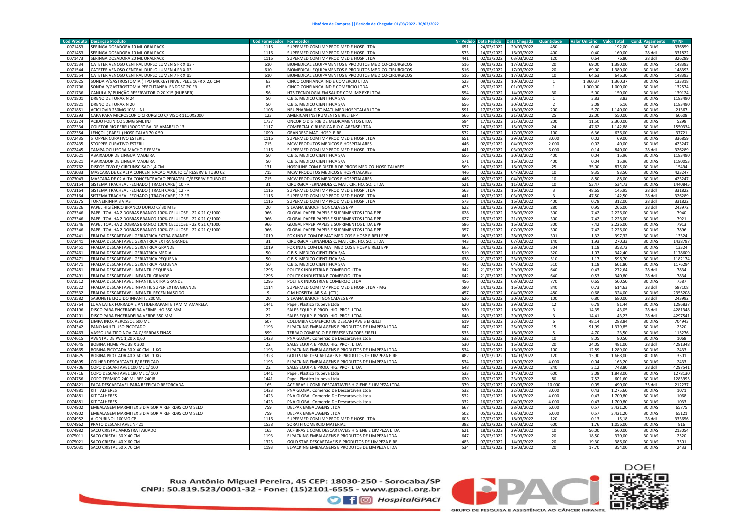**Histórico de Compras || Período de Chegada: 01/03/2022 - 30/03/2022**

| Cód Produto | Descrição Produto | Cód Fornecedor | Fornecedor | Nº Pedido | Data Pedido | Data Chegada | Quantidade | Valor Unitário | Valor Total | Cond. Pagamento | Nº NF |
|---|---|---|---|---|---|---|---|---|---|---|---|
| 0071453 | SERINGA DOSADORA 10 ML ORALPACK | 1116 | SUPERMED COM IMP PROD MED E HOSP LTDA | 651 | 24/03/2022 | 29/03/2022 | 480 | 0,40 | 192,00 | 30 DIAS | 336859 |
| 0071453 | SERINGA DOSADORA 10 ML ORALPACK | 1116 | SUPERMED COM IMP PROD MED E HOSP LTDA | 573 | 14/03/2022 | 16/03/2022 | 400 | 0,40 | 160,00 | 28 ddl | 331822 |
| 0071473 | SERINGA DOSADORA 20 ML ORALPACK | 1116 | SUPERMED COM IMP PROD MED E HOSP LTDA | 441 | 02/03/2022 | 03/03/2022 | 120 | 0,64 | 76,80 | 28 ddl | 326289 |
| 0071534 | CATETER VENOSO CENTRAL DUPLO LUMEN 5 FR X 13 - | 610 | BIOMEDICAL EQUIPAMENTOS E PRODUTOS MEDICO-CIRURGICOS | 516 | 09/03/2022 | 17/03/2022 | 20 | 69,00 | 1.380,00 | 30 DIAS | 148393 |
| 0071544 | CATETER VENOSO CENTRAL DUPLO LUMEN 4 FR X 13 | 610 | BIOMEDICAL EQUIPAMENTOS E PRODUTOS MEDICO-CIRURGICOS | 516 | 09/03/2022 | 17/03/2022 | 20 | 69,00 | 1.380,00 | 30 DIAS | 148393 |
| 0071554 | CATETER VENOSO CENTRAL DUPLO LUMEN 7 FR X 15 | 610 | BIOMEDICAL EQUIPAMENTOS E PRODUTOS MEDICO-CIRURGICOS | 516 | 09/03/2022 | 17/03/2022 | 10 | 64,63 | 646,30 | 30 DIAS | 148393 |
| 0071625 | SONDA P/GASTROSTOMIA (TIPO MICKEY) NIVEL PELE 16FR X 2,0 CM | 63 | CINCO CONFIANCA IND E COMERCIO LTDA | 523 | 09/03/2022 | 10/03/2022 | 1 | 1.360,37 | 1.360,37 | 30 DIAS | 133318 |
| 0071706 | SONDA P/GASTROSTOMIA PERCUTANEA ENDOSC 20 FR | 63 | CINCO CONFIANCA IND E COMERCIO LTDA | 425 | 23/02/2022 | 01/03/2022 | 1 | 1.000,00 | 1.000,00 | 30 DIAS | 132574 |
| 0071736 | CANULA P/ PUNÇÃO RESERVATORIO 20 X15 (HUBBER) | 56 | HTS TECNOLOGIA EM SAUDE COM IMP EXP LTDA | 554 | 09/03/2022 | 14/03/2022 | 30 | 5,00 | 150,00 | 30 DIAS | 139124 |
| 0071801 | DRENO DE TORAX N 24 | 50 | C.B.S. MEDICO CIENTIFICA S/A | 656 | 24/03/2022 | 30/03/2022 | 1 | 3,83 | 3,83 | 30 DIAS | 1183490 |
| 0071821 | DRENO DE TORAX N 20 | 50 | C.B.S. MEDICO CIENTIFICA S/A | 656 | 24/03/2022 | 30/03/2022 | 2 | 3,08 | 6,16 | 30 DIAS | 1183490 |
| 0071851 | ACICLOVIR 250MG 10ML INJ | 1108 | NEUPHARMA DIST MATL MED HOSPITALAR LTDA | 591 | 17/03/2022 | 18/03/2022 | 200 | 5,70 | 1.140,00 | 30 DIAS | 21367 |
| 0072293 | CAPA PARA MICROSCOPIO CIRURGICO C/ VISOR 1100X2000 | 123 | AMERICAN INSTRUMENTS EIRELI EPP | 566 | 14/03/2022 | 21/03/2022 | 25 | 22,00 | 550,00 | 30 DIAS | 60608 |
| 0072324 | ACIDO FOLINICO 50MG 5ML INJ | 1737 | ONCORIO DISTRIB DE MEDICAMENTOS LTDA | 594 | 17/03/2022 | 21/03/2022 | 200 | 11,50 | 2.300,00 | 30 DIAS | 5298 |
| 0072334 | COLETOR RIG PERFUROCORT BALDE AMARELO 13L | 1117 | COMERCIAL CIRURGICA RIO CLARENSE LTDA | 577 | 14/03/2022 | 15/03/2022 | 24 | 47,62 | 1.142,88 | 30 DIAS | 1550334 |
| 0072354 | LENÇOL ( PAPEL ) HOSPITALAR 70 X 50 | 1090 | GRANDESC MAT. HOSP. EIRELI | 572 | 14/03/2022 | 17/03/2022 | 100 | 6,36 | 636,00 | 30 DIAS | 37721 |
| 0072435 | STOPPER CURATIVO ESTERIL | 1116 | SUPERMED COM IMP PROD MED E HOSP LTDA | 651 | 24/03/2022 | 29/03/2022 | 3.000 | 0,02 | 69,00 | 30 DIAS | 336859 |
| 0072435 | STOPPER CURATIVO ESTERIL | 715 | MCW PRODUTOS MEDICOS E HOSPITALARES | 446 | 02/03/2022 | 04/03/2022 | 2.000 | 0,02 | 40,00 | 30 DIAS | 423247 |
| 0072445 | TAMPA OCLUSORA MACHO E FEMEA | 1116 | SUPERMED COM IMP PROD MED E HOSP LTDA | 441 | 02/03/2022 | 03/03/2022 | 6.000 | 0,14 | 840,00 | 28 ddl | 326289 |
| 0072621 | ABAIXADOR DE LINGUA MADEIRA | 50 | C.B.S. MEDICO CIENTIFICA S/A | 656 | 24/03/2022 | 30/03/2022 | 400 | 0,04 | 15,96 | 30 DIAS | 1183490 |
| 0072621 | ABAIXADOR DE LINGUA MADEIRA | 50 | C.B.S. MEDICO CIENTIFICA S/A | 571 | 14/03/2022 | 16/03/2022 | 400 | 0,04 | 15,96 | 30 DIAS | 1180053 |
| 0072762 | DISPOSITIVO P/ CIRCUNSCISAO 1,4 CM | 131 | HOSPILINE COM E DISTRIB DE PRODS MEDICO-HOSPITALARES | 569 | 14/03/2022 | 16/03/2022 | 25 | 35,00 | 875,00 | 30 DIAS | 15494 |
| 0073033 | MASCARA DE 02 ALTA CONCENTRACAO ADULTO C/ RESERV E TUBO 02 | 715 | MCW PRODUTOS MEDICOS E HOSPITALARES | 446 | 02/03/2022 | 04/03/2022 | 10 | 9,35 | 93,50 | 30 DIAS | 423247 |
| 0073043 | MASCARA DE 02 ALTA CONCENTRACAO PEDIATRI. C/RESERV E TUBO 02 | 715 | MCW PRODUTOS MEDICOS E HOSPITALARES | 446 | 02/03/2022 | 04/03/2022 | 10 | 8,80 | 88,00 | 30 DIAS | 423247 |
| 0073154 | SISTEMA TRACHEAL FECHADO ( TRACH CARE ) 10 FR | 31 | CIRURGICA FERNANDES C. MAT. CIR. HO. SO. LTDA | 521 | 10/03/2022 | 11/03/2022 | 10 | 53,47 | 534,73 | 30 DIAS | 1440845 |
| 0073164 | SISTEMA TRACHEAL FECHADO ( TRACH CARE ) 12 FR | 1116 | SUPERMED COM IMP PROD MED E HOSP LTDA | 563 | 14/03/2022 | 16/03/2022 | 3 | 48,65 | 145,95 | 28 ddl | 331822 |
| 0073164 | SISTEMA TRACHEAL FECHADO ( TRACH CARE ) 12 FR | 1116 | SUPERMED COM IMP PROD MED E HOSP LTDA | 441 | 02/03/2022 | 03/03/2022 | 3 | 47,50 | 142,50 | 28 ddl | 326289 |
| 0073275 | TORNEIRINHA 3 VIAS | 1116 | SUPERMED COM IMP PROD MED E HOSP LTDA | 573 | 14/03/2022 | 16/03/2022 | 400 | 0,78 | 312,00 | 28 ddl | 331822 |
| 0073326 | PAPEL HIGIÊNICO BRANCO DUPLO C/ 30 MTS | 20 | SILVANA BAIOCHI GONCALVES EPP | 622 | 18/03/2022 | 29/03/2022 | 280 | 0,95 | 266,00 | 28 ddl | 243972 |
| 0073346 | PAPEL TOALHA 2 DOBRAS BRANCO 100% CELULOSE - 22 X 21 C/1000 | 966 | GLOBAL PAPER PAPEIS E SUPRIMENTOS LTDA EPP | 628 | 18/03/2022 | 28/03/2022 | 300 | 7,42 | 2.226,00 | 30 DIAS | 7940 |
| 0073346 | PAPEL TOALHA 2 DOBRAS BRANCO 100% CELULOSE - 22 X 21 C/1000 | 966 | GLOBAL PAPER PAPEIS E SUPRIMENTOS LTDA EPP | 627 | 18/03/2022 | 21/03/2022 | 300 | 7,42 | 2.226,00 | 30 DIAS | 7921 |
| 0073346 | PAPEL TOALHA 2 DOBRAS BRANCO 100% CELULOSE - 22 X 21 C/1000 | 966 | GLOBAL PAPER PAPEIS E SUPRIMENTOS LTDA EPP | 586 | 15/03/2022 | 16/03/2022 | 300 | 7,42 | 2.226,00 | 30 DIAS | 7913 |
| 0073346 | PAPEL TOALHA 2 DOBRAS BRANCO 100% CELULOSE - 22 X 21 C/1000 | 966 | GLOBAL PAPER PAPEIS E SUPRIMENTOS LTDA EPP | 357 | 18/02/2022 | 07/03/2022 | 300 | 7,42 | 2.226,00 | 30 DIAS | 7896 |
| 0073441 | FRALDA DESCARTAVEL GERIATRICA EXTRA GRANDE | 1019 | FOX IND E COM DE MAT MEDICOS E HOSP EIRELI EPP | 665 | 24/03/2022 | 28/03/2022 | 301 | 1,32 | 397,32 | 30 DIAS | 13324 |
| 0073441 | FRALDA DESCARTAVEL GERIATRICA EXTRA GRANDE | 31 | CIRURGICA FERNANDES C. MAT. CIR. HO. SO. LTDA | 443 | 02/03/2022 | 07/03/2022 | 140 | 1,93 | 270,33 | 30 DIAS | 1438797 |
| 0073451 | FRALDA DESCARTAVEL GERIATRICA GRANDE | 1019 | FOX IND E COM DE MAT MEDICOS E HOSP EIRELI EPP | 665 | 24/03/2022 | 28/03/2022 | 304 | 1,18 | 358,72 | 30 DIAS | 13324 |
| 0073461 | FRALDA DESCARTAVEL GERIATRICA MEDIA | 50 | C.B.S. MEDICO CIENTIFICA S/A | 519 | 09/03/2022 | 11/03/2022 | 320 | 1,07 | 342,40 | 30 DIAS | 1178609 |
| 0073471 | FRALDA DESCARTAVEL GERIATRICA PEQUENA | 50 | C.B.S. MEDICO CIENTIFICA S/A | 638 | 21/03/2022 | 23/03/2022 | 510 | 1,17 | 596,70 | 30 DIAS | 1182174 |
| 0073471 | FRALDA DESCARTAVEL GERIATRICA PEQUENA | 50 | C.B.S. MEDICO CIENTIFICA S/A | 445 | 02/03/2022 | 04/03/2022 | 510 | 1,18 | 601,80 | 30 DIAS | 1176294 |
| 0073481 | FRALDA DESCARTAVEL INFANTIL PEQUENA | 1295 | POLITEX INDUSTRIA E COMERCIO LTDA | 642 | 21/03/2022 | 29/03/2022 | 640 | 0,43 | 272,64 | 28 ddl | 7834 |
| 0073491 | FRALDA DESCARTAVEL INFANTIL GRANDE | 1295 | POLITEX INDUSTRIA E COMERCIO LTDA | 642 | 21/03/2022 | 29/03/2022 | 640 | 0,53 | 340,80 | 28 ddl | 7834 |
| 0073512 | FRALDA DESCARTAVEL INFANTIL EXTRA GRANDE | 1295 | POLITEX INDUSTRIA E COMERCIO LTDA | 456 | 02/03/2022 | 08/03/2022 | 770 | 0,65 | 500,50 | 30 DIAS | 7587 |
| 0073522 | FRALDA DESCARTAVEL INFANTIL SUPER EXTRA GRANDE | 1114 | SUPERMED COM IMP PROD MED E HOSP LTDA - MG | 580 | 14/03/2022 | 16/03/2022 | 840 | 0,73 | 614,63 | 28 ddl | 587108 |
| 0073532 | FRALDA DESCARTAVEL INFANTIL RECEN NASCIDO | 9 | C M HOSPITALAR S.A. (CTL) | 457 | 02/03/2022 | 04/03/2022 | 480 | 0,68 | 324,00 | 30 DIAS | 2355208 |
| 0073582 | SABONETE LIQUIDO INFANTIL 200ML | 20 | SILVANA BAIOCHI GONCALVES EPP | 626 | 18/03/2022 | 30/03/2022 | 100 | 6,80 | 680,00 | 28 ddl | 243992 |
| 0073764 | LUVA LATEX FORRADA E ANTIDERRAPANTE TAM M AMARELA | 1441 | Papel, Plastico Itupeva Ltda | 620 | 18/03/2022 | 29/03/2022 | 12 | 6,79 | 81,44 | 30 DIAS | 1286837 |
| 0074196 | DISCO PARA ENCERADEIRA VERMELHO 350 MM | 22 | SALES EQUIP. E PROD. HIG. PROF. LTDA | 530 | 10/03/2022 | 16/03/2022 | 3 | 14,35 | 43,05 | 28 ddl | 4281348 |
| 0074201 | DISCO PARA ENCERADEIRA VERDE 350 MM | 22 | SALES EQUIP. E PROD. HIG. PROF. LTDA | 648 | 23/03/2022 | 29/03/2022 | 3 | 14,41 | 43,23 | 28 ddl | 4297541 |
| 0074291 | LIMPA INOX AEROSSOL 500 ML | 607 | COLUMBIA COMERCIO DE DESCARTÁVEIS EIRELLI | 619 | 18/03/2022 | 22/03/2022 | 6 | 48,14 | 288,84 | 30 DIAS | 704943 |
| 0074342 | PANO MULTI USO PICOTADO | 1193 | ELPACKING EMBALAGENS E PRODUTOS DE LIMPEZA LTDA | 647 | 23/03/2022 | 25/03/2022 | 15 | 91,99 | 1.379,85 | 30 DIAS | 2520 |
| 0074463 | VASSOURA TIPO NOVICA C/ SERDAS FINAS | 899 | TERRAO COMERCIO E REPRESENTACOES EIRELI | 535 | 10/03/2022 | 18/03/2022 | 5 | 4,70 | 23,50 | 30 DIAS | 115276 |
| 0074615 | AVENTAL DE PVC 1,20 X 0,60 | 1423 | PNA GLOBAL Comercio De Descartaveis Ltda | 532 | 10/03/2022 | 18/03/2022 | 10 | 8,05 | 80,50 | 30 DIAS | 1068 |
| 0074645 | BOBINA FILME PVC 38 X 300 | 22 | SALES EQUIP. E PROD. HIG. PROF. LTDA | 530 | 10/03/2022 | 16/03/2022 | 20 | 24,05 | 481,00 | 28 ddl | 4281348 |
| 0074665 | BOBINA PICOTADA 30 X 40 CM - 1 KG | 1193 | ELPACKING EMBALAGENS E PRODUTOS DE LIMPEZA LTDA | 534 | 10/03/2022 | 16/03/2022 | 100 | 12,89 | 1.289,00 | 30 DIAS | 2433 |
| 0074675 | BOBINA PICOTADA 40 X 60 CM - 1 KG | 1323 | GOLD STAR DESCARTAVEIS E PRODUTOS DE LIMPEZA EIRELI | 482 | 07/03/2022 | 14/03/2022 | 120 | 13,90 | 1.668,00 | 30 DIAS | 3501 |
| 0074695 | COLHER DESCARTAVEL P/ REFEICAO | 1193 | ELPACKING EMBALAGENS E PRODUTOS DE LIMPEZA LTDA | 534 | 10/03/2022 | 16/03/2022 | 4.000 | 0,04 | 163,20 | 30 DIAS | 2433 |
| 0074706 | COPO DESCARTAVEL 100 ML C/ 100 | 22 | SALES EQUIP. E PROD. HIG. PROF. LTDA | 648 | 23/03/2022 | 29/03/2022 | 240 | 3,12 | 748,80 | 28 ddl | 4297541 |
| 0074716 | COPO DESCARTAVEL 180 ML C/ 100 | 1441 | Papel, Plastico Itupeva Ltda | 533 | 10/03/2022 | 14/03/2022 | 600 | 3,08 | 1.848,00 | 30 DIAS | 1278130 |
| 0074756 | COPO TERMICO 240 ML REF 240J8 | 1441 | Papel, Plastico Itupeva Ltda | 620 | 18/03/2022 | 23/03/2022 | 80 | 7,52 | 601,60 | 30 DIAS | 1283995 |
| 0074821 | FACA DESCARTAVEL PARA REFEIÇAO REFORCADA | 165 | ACF BRASIL COML DESCARTAVEIS HIGIENE E LIMPEZA LTDA | 379 | 23/02/2022 | 02/03/2022 | 10.000 | 0,05 | 490,00 | 35 ddl | 212237 |
| 0074881 | KIT TALHERES | 1423 | PNA GLOBAL Comercio De Descartaveis Ltda | 532 | 10/03/2022 | 22/03/2022 | 3.000 | 0,43 | 1.275,60 | 30 DIAS | 1071 |
| 0074881 | KIT TALHERES | 1423 | PNA GLOBAL Comercio De Descartaveis Ltda | 532 | 10/03/2022 | 18/03/2022 | 4.000 | 0,43 | 1.700,80 | 30 DIAS | 1068 |
| 0074881 | KIT TALHERES | 1423 | PNA GLOBAL Comercio De Descartaveis Ltda | 332 | 16/02/2022 | 04/03/2022 | 4.000 | 0,43 | 1.700,80 | 30 DIAS | 1033 |
| 0074902 | EMBALAGEM MARMITEX 3 DIVISORIA REF RD95 COM SELO | 759 | DELPAK EMBALAGENS LTDA | 667 | 24/03/2022 | 28/03/2022 | 6.000 | 0,57 | 3.421,20 | 30 DIAS | 65775 |
| 0074902 | EMBALAGEM MARMITEX 3 DIVISORIA REF RD95 COM SELO | 759 | DELPAK EMBALAGENS LTDA | 502 | 05/03/2022 | 08/03/2022 | 6.000 | 0,57 | 3.421,20 | 30 DIAS | 65121 |
| 0074952 | ALOPURINOL 100MG CP | 1116 | SUPERMED COM IMP PROD MED E HOSP LTDA | 605 | 17/03/2022 | 18/03/2022 | 120 | 0,13 | 15,18 | 28 ddl | 333656 |
| 0074962 | PRATO DESCARTAVEL Nº 21 | 1538 | SORATH COMERCIO MATERIAL | 382 | 23/02/2022 | 03/03/2022 | 600 | 1,76 | 1.056,00 | 30 DIAS | 816 |
| 0074982 | SACO CRISTAL AMOSTRA TARJADO | 165 | ACF BRASIL COML DESCARTAVEIS HIGIENE E LIMPEZA LTDA | 621 | 18/03/2022 | 29/03/2022 | 10 | 56,00 | 560,00 | 30 DIAS | 213054 |
| 0075011 | SACO CRISTAL 30 X 40 CM | 1193 | ELPACKING EMBALAGENS E PRODUTOS DE LIMPEZA LTDA | 647 | 23/03/2022 | 25/03/2022 | 20 | 18,50 | 370,00 | 30 DIAS | 2520 |
| 0075021 | SACO CRISTAL 40 X 60 CM | 1323 | GOLD STAR DESCARTAVEIS E PRODUTOS DE LIMPEZA EIRELI | 483 | 07/03/2022 | 14/03/2022 | 20 | 19,30 | 386,00 | 30 DIAS | 3501 |
| 0075031 | SACO CRISTAL 50 X 70 CM | 1193 | ELPACKING EMBALAGENS E PRODUTOS DE LIMPEZA LTDA | 534 | 10/03/2022 | 16/03/2022 | 20 | 17,70 | 354,00 | 30 DIAS | 2433 |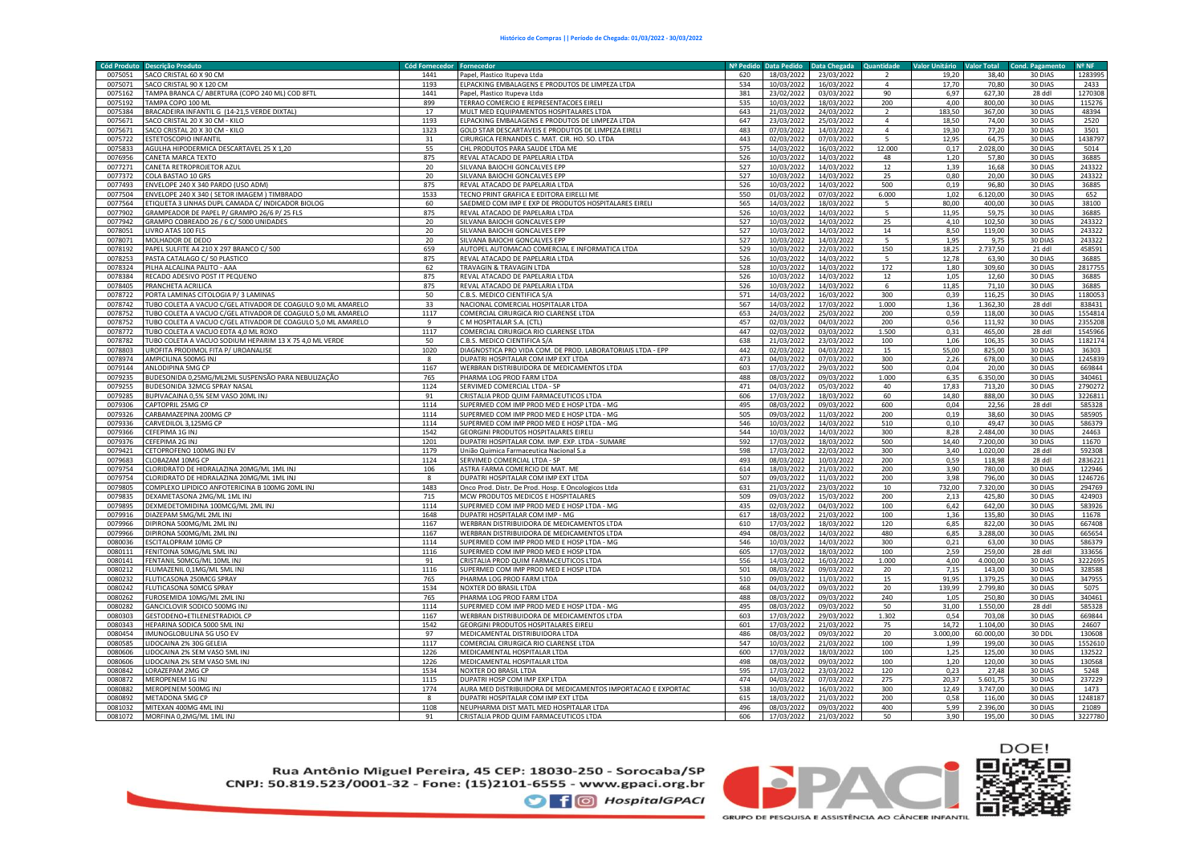**Histórico de Compras || Período de Chegada: 01/03/2022 - 30/03/2022**

| Cód Produto | Descrição Produto | Cód Fornecedor | Fornecedor | Nº Pedido | Data Pedido | Data Chegada | Quantidade | Valor Unitário | Valor Total | Cond. Pagamento | Nº NF |
|---|---|---|---|---|---|---|---|---|---|---|---|
| 0075051 | SACO CRISTAL 60 X 90 CM | 1441 | Papel, Plastico Itupeva Ltda | 620 | 18/03/2022 | 23/03/2022 | 2 | 19,20 | 38,40 | 30 DIAS | 1283995 |
| 0075071 | SACO CRISTAL 90 X 120 CM | 1193 | ELPACKING EMBALAGENS E PRODUTOS DE LIMPEZA LTDA | 534 | 10/03/2022 | 16/03/2022 | 4 | 17,70 | 70,80 | 30 DIAS | 2433 |
| 0075162 | TAMPA BRANCA C/ ABERTURA (COPO 240 ML) COD 8FTL | 1441 | Papel, Plastico Itupeva Ltda | 381 | 23/02/2022 | 03/03/2022 | 90 | 6,97 | 627,30 | 28 ddl | 1270308 |
| 0075192 | TAMPA COPO 100 ML | 899 | TERRAO COMERCIO E REPRESENTACOES EIRELI | 535 | 10/03/2022 | 18/03/2022 | 200 | 4,00 | 800,00 | 30 DIAS | 115276 |
| 0075384 | BRACADEIRA INFANTIL G (14-21,5 VERDE DIXTAL) | 17 | MULT MED EQUIPAMENTOS HOSPITALARES LTDA | 643 | 21/03/2022 | 24/03/2022 | 2 | 183,50 | 367,00 | 30 DIAS | 48394 |
| 0075671 | SACO CRISTAL 20 X 30 CM - KILO | 1193 | ELPACKING EMBALAGENS E PRODUTOS DE LIMPEZA LTDA | 647 | 23/03/2022 | 25/03/2022 | 4 | 18,50 | 74,00 | 30 DIAS | 2520 |
| 0075671 | SACO CRISTAL 20 X 30 CM - KILO | 1323 | GOLD STAR DESCARTAVEIS E PRODUTOS DE LIMPEZA EIRELI | 483 | 07/03/2022 | 14/03/2022 | 4 | 19,30 | 77,20 | 30 DIAS | 3501 |
| 0075722 | ESTETOSCOPIO INFANTIL | 31 | CIRURGICA FERNANDES C. MAT. CIR. HO. SO. LTDA | 443 | 02/03/2022 | 07/03/2022 | 5 | 12,95 | 64,75 | 30 DIAS | 1438797 |
| 0075833 | AGULHA HIPODERMICA DESCARTAVEL 25 X 1,20 | 55 | CHL PRODUTOS PARA SAUDE LTDA ME | 575 | 14/03/2022 | 16/03/2022 | 12.000 | 0,17 | 2.028,00 | 30 DIAS | 5014 |
| 0076956 | CANETA MARCA TEXTO | 875 | REVAL ATACADO DE PAPELARIA LTDA | 526 | 10/03/2022 | 14/03/2022 | 48 | 1,20 | 57,80 | 30 DIAS | 36885 |
| 0077271 | CANETA RETROPROJETOR AZUL | 20 | SILVANA BAIOCHI GONCALVES EPP | 527 | 10/03/2022 | 14/03/2022 | 12 | 1,39 | 16,68 | 30 DIAS | 243322 |
| 0077372 | COLA BASTAO 10 GRS | 20 | SILVANA BAIOCHI GONCALVES EPP | 527 | 10/03/2022 | 14/03/2022 | 25 | 0,80 | 20,00 | 30 DIAS | 243322 |
| 0077493 | ENVELOPE 240 X 340 PARDO (USO ADM) | 875 | REVAL ATACADO DE PAPELARIA LTDA | 526 | 10/03/2022 | 14/03/2022 | 500 | 0,19 | 96,80 | 30 DIAS | 36885 |
| 0077504 | ENVELOPE 240 X 340 ( SETOR IMAGEM ) TIMBRADO | 1533 | TECNO PRINT GRAFICA E EDITORA EIRELLI ME | 550 | 01/03/2022 | 07/03/2022 | 6.000 | 1,02 | 6.120,00 | 30 DIAS | 652 |
| 0077564 | ETIQUETA 3 LINHAS DUPL CAMADA C/ INDICADOR BIOLOG | 60 | SAEDMED COM IMP E EXP DE PRODUTOS HOSPITALARES EIRELI | 565 | 14/03/2022 | 18/03/2022 | 5 | 80,00 | 400,00 | 30 DIAS | 38100 |
| 0077902 | GRAMPEADOR DE PAPEL P/ GRAMPO 26/6 P/ 25 FLS | 875 | REVAL ATACADO DE PAPELARIA LTDA | 526 | 10/03/2022 | 14/03/2022 | 5 | 11,95 | 59,75 | 30 DIAS | 36885 |
| 0077942 | GRAMPO COBREADO 26 / 6 C/ 5000 UNIDADES | 20 | SILVANA BAIOCHI GONCALVES EPP | 527 | 10/03/2022 | 14/03/2022 | 25 | 4,10 | 102,50 | 30 DIAS | 243322 |
| 0078051 | LIVRO ATAS 100 FLS | 20 | SILVANA BAIOCHI GONCALVES EPP | 527 | 10/03/2022 | 14/03/2022 | 14 | 8,50 | 119,00 | 30 DIAS | 243322 |
| 0078071 | MOLHADOR DE DEDO | 20 | SILVANA BAIOCHI GONCALVES EPP | 527 | 10/03/2022 | 14/03/2022 | 5 | 1,95 | 9,75 | 30 DIAS | 243322 |
| 0078192 | PAPEL SULFITE A4 210 X 297 BRANCO C/ 500 | 659 | AUTOPEL AUTOMACAO COMERCIAL E INFORMATICA LTDA | 529 | 10/03/2022 | 22/03/2022 | 150 | 18,25 | 2.737,50 | 21 ddl | 458591 |
| 0078253 | PASTA CATALAGO C/ 50 PLASTICO | 875 | REVAL ATACADO DE PAPELARIA LTDA | 526 | 10/03/2022 | 14/03/2022 | 5 | 12,78 | 63,90 | 30 DIAS | 36885 |
| 0078324 | PILHA ALCALINA PALITO - AAA | 62 | TRAVAGIN & TRAVAGIN LTDA | 528 | 10/03/2022 | 14/03/2022 | 172 | 1,80 | 309,60 | 30 DIAS | 2817755 |
| 0078384 | RECADO ADESIVO POST IT PEQUENO | 875 | REVAL ATACADO DE PAPELARIA LTDA | 526 | 10/03/2022 | 14/03/2022 | 12 | 1,05 | 12,60 | 30 DIAS | 36885 |
| 0078405 | PRANCHETA ACRILICA | 875 | REVAL ATACADO DE PAPELARIA LTDA | 526 | 10/03/2022 | 14/03/2022 | 6 | 11,85 | 71,10 | 30 DIAS | 36885 |
| 0078722 | PORTA LAMINAS CITOLOGIA P/ 3 LAMINAS | 50 | C.B.S. MEDICO CIENTIFICA S/A | 571 | 14/03/2022 | 16/03/2022 | 300 | 0,39 | 116,25 | 30 DIAS | 1180053 |
| 0078742 | TUBO COLETA A VACUO C/GEL ATIVADOR DE COAGULO 9,0 ML AMARELO | 33 | NACIONAL COMERCIAL HOSPITALAR LTDA | 567 | 14/03/2022 | 17/03/2022 | 1.000 | 1,36 | 1.362,30 | 28 ddl | 838431 |
| 0078752 | TUBO COLETA A VACUO C/GEL ATIVADOR DE COAGULO 5,0 ML AMARELO | 1117 | COMERCIAL CIRURGICA RIO CLARENSE LTDA | 653 | 24/03/2022 | 25/03/2022 | 200 | 0,59 | 118,00 | 30 DIAS | 1554814 |
| 0078752 | TUBO COLETA A VACUO C/GEL ATIVADOR DE COAGULO 5,0 ML AMARELO | 9 | C M HOSPITALAR S.A. (CTL) | 457 | 02/03/2022 | 04/03/2022 | 200 | 0,56 | 111,92 | 30 DIAS | 2355208 |
| 0078772 | TUBO COLETA A VACUO EDTA 4,0 ML ROXO | 1117 | COMERCIAL CIRURGICA RIO CLARENSE LTDA | 447 | 02/03/2022 | 03/03/2022 | 1.500 | 0,31 | 465,00 | 28 ddl | 1545966 |
| 0078782 | TUBO COLETA A VACUO SODIUM HEPARIM 13 X 75 4,0 ML VERDE | 50 | C.B.S. MEDICO CIENTIFICA S/A | 638 | 21/03/2022 | 23/03/2022 | 100 | 1,06 | 106,35 | 30 DIAS | 1182174 |
| 0078803 | UROFITA PRODIMOL FITA P/ UROANALISE | 1020 | DIAGNOSTICA PRO VIDA COM. DE PROD. LABORATORIAIS LTDA - EPP | 442 | 02/03/2022 | 04/03/2022 | 15 | 55,00 | 825,00 | 30 DIAS | 36303 |
| 0078974 | AMPICILINA 500MG INJ | 8 | DUPATRI HOSPITALAR COM IMP EXT LTDA | 473 | 04/03/2022 | 07/03/2022 | 300 | 2,26 | 678,00 | 30 DIAS | 1245839 |
| 0079144 | ANLODIPINA 5MG CP | 1167 | WERBRAN DISTRIBUIDORA DE MEDICAMENTOS LTDA | 603 | 17/03/2022 | 29/03/2022 | 500 | 0,04 | 20,00 | 30 DIAS | 669844 |
| 0079235 | BUDESONIDA 0,25MG/ML2ML SUSPENSÃO PARA NEBULIZAÇÃO | 765 | PHARMA LOG PROD FARM LTDA | 488 | 08/03/2022 | 09/03/2022 | 1.000 | 6,35 | 6.350,00 | 30 DIAS | 340461 |
| 0079255 | BUDESONIDA 32MCG SPRAY NASAL | 1124 | SERVIMED COMERCIAL LTDA - SP | 471 | 04/03/2022 | 05/03/2022 | 40 | 17,83 | 713,20 | 30 DIAS | 2790272 |
| 0079285 | BUPIVACAINA 0,5% SEM VASO 20ML INJ | 91 | CRISTALIA PROD QUIM FARMACEUTICOS LTDA | 606 | 17/03/2022 | 18/03/2022 | 60 | 14,80 | 888,00 | 30 DIAS | 3226811 |
| 0079306 | CAPTOPRIL 25MG CP | 1114 | SUPERMED COM IMP PROD MED E HOSP LTDA - MG | 495 | 08/03/2022 | 09/03/2022 | 600 | 0,04 | 22,56 | 28 ddl | 585328 |
| 0079326 | CARBAMAZEPINA 200MG CP | 1114 | SUPERMED COM IMP PROD MED E HOSP LTDA - MG | 505 | 09/03/2022 | 11/03/2022 | 200 | 0,19 | 38,60 | 30 DIAS | 585905 |
| 0079336 | CARVEDILOL 3,125MG CP | 1114 | SUPERMED COM IMP PROD MED E HOSP LTDA - MG | 546 | 10/03/2022 | 14/03/2022 | 510 | 0,10 | 49,47 | 30 DIAS | 586379 |
| 0079366 | CEFEPIMA 1G INJ | 1542 | GEORGINI PRODUTOS HOSPITALARES EIRELI | 544 | 10/03/2022 | 14/03/2022 | 300 | 8,28 | 2.484,00 | 30 DIAS | 24463 |
| 0079376 | CEFEPIMA 2G INJ | 1201 | DUPATRI HOSPITALAR COM. IMP. EXP. LTDA - SUMARE | 592 | 17/03/2022 | 18/03/2022 | 500 | 14,40 | 7.200,00 | 30 DIAS | 11670 |
| 0079421 | CETOPROFENO 100MG INJ EV | 1179 | União Quimica Farmaceutica Nacional S.a | 598 | 17/03/2022 | 22/03/2022 | 300 | 3,40 | 1.020,00 | 28 ddl | 592308 |
| 0079683 | CLOBAZAM 10MG CP | 1124 | SERVIMED COMERCIAL LTDA - SP | 493 | 08/03/2022 | 10/03/2022 | 200 | 0,59 | 118,98 | 28 ddl | 2836221 |
| 0079754 | CLORIDRATO DE HIDRALAZINA 20MG/ML 1ML INJ | 106 | ASTRA FARMA COMERCIO DE MAT. ME | 614 | 18/03/2022 | 21/03/2022 | 200 | 3,90 | 780,00 | 30 DIAS | 122946 |
| 0079754 | CLORIDRATO DE HIDRALAZINA 20MG/ML 1ML INJ | 8 | DUPATRI HOSPITALAR COM IMP EXT LTDA | 507 | 09/03/2022 | 11/03/2022 | 200 | 3,98 | 796,00 | 30 DIAS | 1246726 |
| 0079805 | COMPLEXO LIPIDICO ANFOTERICINA B 100MG 20ML INJ | 1483 | Onco Prod. Distr. De Prod. Hosp. E Oncologicos Ltda | 631 | 21/03/2022 | 23/03/2022 | 10 | 732,00 | 7.320,00 | 30 DIAS | 294769 |
| 0079835 | DEXAMETASONA 2MG/ML 1ML INJ | 715 | MCW PRODUTOS MEDICOS E HOSPITALARES | 509 | 09/03/2022 | 15/03/2022 | 200 | 2,13 | 425,80 | 30 DIAS | 424903 |
| 0079895 | DEXMEDETOMIDINA 100MCG/ML 2ML INJ | 1114 | SUPERMED COM IMP PROD MED E HOSP LTDA - MG | 435 | 02/03/2022 | 04/03/2022 | 100 | 6,42 | 642,00 | 30 DIAS | 583926 |
| 0079916 | DIAZEPAM 5MG/ML 2ML INJ | 1648 | DUPATRI HOSPITALAR COM IMP - MG | 617 | 18/03/2022 | 21/03/2022 | 100 | 1,36 | 135,80 | 30 DIAS | 11678 |
| 0079966 | DIPIRONA 500MG/ML 2ML INJ | 1167 | WERBRAN DISTRIBUIDORA DE MEDICAMENTOS LTDA | 610 | 17/03/2022 | 18/03/2022 | 120 | 6,85 | 822,00 | 30 DIAS | 667408 |
| 0079966 | DIPIRONA 500MG/ML 2ML INJ | 1167 | WERBRAN DISTRIBUIDORA DE MEDICAMENTOS LTDA | 494 | 08/03/2022 | 14/03/2022 | 480 | 6,85 | 3.288,00 | 30 DIAS | 665654 |
| 0080036 | ESCITALOPRAM 10MG CP | 1114 | SUPERMED COM IMP PROD MED E HOSP LTDA - MG | 546 | 10/03/2022 | 14/03/2022 | 300 | 0,21 | 63,00 | 30 DIAS | 586379 |
| 0080111 | FENITOINA 50MCG/ML 5ML INJ | 1116 | SUPERMED COM IMP PROD MED E HOSP LTDA | 605 | 17/03/2022 | 18/03/2022 | 100 | 2,59 | 259,00 | 28 ddl | 333656 |
| 0080141 | FENTANIL 50MCG/ML 10ML INJ | 91 | CRISTALIA PROD QUIM FARMACEUTICOS LTDA | 556 | 14/03/2022 | 16/03/2022 | 1.000 | 4,00 | 4.000,00 | 30 DIAS | 3222695 |
| 0080212 | FLUMAZENIL 0,1MG/ML 5ML INJ | 1116 | SUPERMED COM IMP PROD MED E HOSP LTDA | 501 | 08/03/2022 | 09/03/2022 | 20 | 7,15 | 143,00 | 30 DIAS | 328588 |
| 0080232 | FLUTICASONA 250MCG SPRAY | 765 | PHARMA LOG PROD FARM LTDA | 510 | 09/03/2022 | 11/03/2022 | 15 | 91,95 | 1.379,25 | 30 DIAS | 347955 |
| 0080242 | FLUTICASONA 50MCG SPRAY | 1534 | NOXTER DO BRASIL LTDA | 468 | 04/03/2022 | 09/03/2022 | 20 | 139,99 | 2.799,80 | 30 DIAS | 5075 |
| 0080262 | FUROSEMIDA 10MG/ML 2ML INJ | 765 | PHARMA LOG PROD FARM LTDA | 488 | 08/03/2022 | 09/03/2022 | 240 | 1,05 | 250,80 | 30 DIAS | 340461 |
| 0080282 | GANCICLOVIR SODICO 500MG INJ | 1114 | SUPERMED COM IMP PROD MED E HOSP LTDA - MG | 495 | 08/03/2022 | 09/03/2022 | 50 | 31,00 | 1.550,00 | 28 ddl | 585328 |
| 0080303 | GESTODENO+ETILENESTRADIOL CP | 1167 | WERBRAN DISTRIBUIDORA DE MEDICAMENTOS LTDA | 603 | 17/03/2022 | 29/03/2022 | 1.302 | 0,54 | 703,08 | 30 DIAS | 669844 |
| 0080343 | HEPARINA SODICA 5000 5ML INJ | 1542 | GEORGINI PRODUTOS HOSPITALARES EIRELI | 601 | 17/03/2022 | 21/03/2022 | 75 | 14,72 | 1.104,00 | 30 DIAS | 24607 |
| 0080454 | IMUNOGLOBULINA 5G USO EV | 97 | MEDICAMENTAL DISTRIBUIDORA LTDA | 486 | 08/03/2022 | 09/03/2022 | 20 | 3.000,00 | 60.000,00 | 30 DDL | 130608 |
| 0080585 | LIDOCAINA 2% 30G GELEIA | 1117 | COMERCIAL CIRURGICA RIO CLARENSE LTDA | 547 | 10/03/2022 | 21/03/2022 | 100 | 1,99 | 199,00 | 30 DIAS | 1552610 |
| 0080606 | LIDOCAINA 2% SEM VASO 5ML INJ | 1226 | MEDICAMENTAL HOSPITALAR LTDA | 600 | 17/03/2022 | 18/03/2022 | 100 | 1,25 | 125,00 | 30 DIAS | 132522 |
| 0080606 | LIDOCAINA 2% SEM VASO 5ML INJ | 1226 | MEDICAMENTAL HOSPITALAR LTDA | 498 | 08/03/2022 | 09/03/2022 | 100 | 1,20 | 120,00 | 30 DIAS | 130568 |
| 0080842 | LORAZEPAM 2MG CP | 1534 | NOXTER DO BRASIL LTDA | 595 | 17/03/2022 | 23/03/2022 | 120 | 0,23 | 27,48 | 30 DIAS | 5248 |
| 0080872 | MEROPENEM 1G INJ | 1115 | DUPATRI HOSP COM IMP EXP LTDA | 474 | 04/03/2022 | 07/03/2022 | 275 | 20,37 | 5.601,75 | 30 DIAS | 237229 |
| 0080882 | MEROPENEM 500MG INJ | 1774 | AURA MED DISTRIBUIDORA DE MEDICAMENTOS IMPORTACAO E EXPORTAC | 538 | 10/03/2022 | 16/03/2022 | 300 | 12,49 | 3.747,00 | 30 DIAS | 1473 |
| 0080892 | METADONA 5MG CP | 8 | DUPATRI HOSPITALAR COM IMP EXT LTDA | 615 | 18/03/2022 | 21/03/2022 | 200 | 0,58 | 116,00 | 30 DIAS | 1248187 |
| 0081032 | MITEXAN 400MG 4ML INJ | 1108 | NEUPHARMA DIST MATL MED HOSPITALAR LTDA | 496 | 08/03/2022 | 09/03/2022 | 400 | 5,99 | 2.396,00 | 30 DIAS | 21089 |
| 0081072 | MORFINA 0,2MG/ML 1ML INJ | 91 | CRISTALIA PROD QUIM FARMACEUTICOS LTDA | 606 | 17/03/2022 | 21/03/2022 | 50 | 3,90 | 195,00 | 30 DIAS | 3227780 |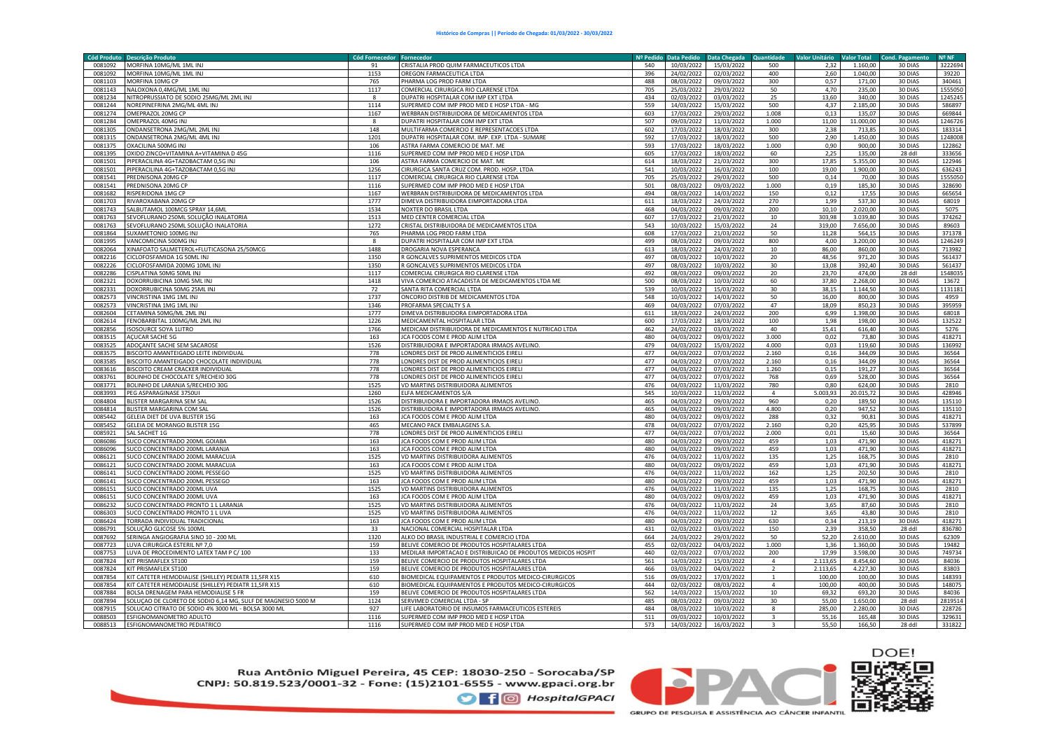| Cód Produto | Descrição Produto | Cód Fornecedor | Fornecedor | Nº Pedido | Data Pedido | Data Chegada | Quantidade | Valor Unitário | Valor Total | Cond. Pagamento | Nº NF |
|---|---|---|---|---|---|---|---|---|---|---|---|
| 0081092 | MORFINA 10MG/ML 1ML INJ | 91 | CRISTALIA PROD QUIM FARMACEUTICOS LTDA | 540 | 10/03/2022 | 15/03/2022 | 500 | 2,32 | 1.160,00 | 30 DIAS | 3222694 |
| 0081092 | MORFINA 10MG/ML 1ML INJ | 1153 | OREGON FARMACEUTICA LTDA | 396 | 24/02/2022 | 02/03/2022 | 400 | 2,60 | 1.040,00 | 30 DIAS | 39220 |
| 0081103 | MORFINA 10MG CP | 765 | PHARMA LOG PROD FARM LTDA | 488 | 08/03/2022 | 09/03/2022 | 300 | 0,57 | 171,00 | 30 DIAS | 340461 |
| 0081143 | NALOXONA 0,4MG/ML 1ML INJ | 1117 | COMERCIAL CIRURGICA RIO CLARENSE LTDA | 705 | 25/03/2022 | 29/03/2022 | 50 | 4,70 | 235,00 | 30 DIAS | 1555050 |
| 0081234 | NITROPRUSSIATO DE SODIO 25MG/ML 2ML INJ | 8 | DUPATRI HOSPITALAR COM IMP EXT LTDA | 434 | 02/03/2022 | 03/03/2022 | 25 | 13,60 | 340,00 | 30 DIAS | 1245245 |
| 0081244 | NOREPINEFRINA 2MG/ML 4ML INJ | 1114 | SUPERMED COM IMP PROD MED E HOSP LTDA - MG | 559 | 14/03/2022 | 15/03/2022 | 500 | 4,37 | 2.185,00 | 30 DIAS | 586897 |
| 0081274 | OMEPRAZOL 20MG CP | 1167 | WERBRAN DISTRIBUIDORA DE MEDICAMENTOS LTDA | 603 | 17/03/2022 | 29/03/2022 | 1.008 | 0,13 | 135,07 | 30 DIAS | 669844 |
| 0081284 | OMEPRAZOL 40MG INJ | 8 | DUPATRI HOSPITALAR COM IMP EXT LTDA | 507 | 09/03/2022 | 11/03/2022 | 1.000 | 11,00 | 11.000,00 | 30 DIAS | 1246726 |
| 0081305 | ONDANSETRONA 2MG/ML 2ML INJ | 148 | MULTIFARMA COMERCIO E REPRESENTACOES LTDA | 602 | 17/03/2022 | 18/03/2022 | 300 | 2,38 | 713,85 | 30 DIAS | 183314 |
| 0081315 | ONDANSETRONA 2MG/ML 4ML INJ | 1201 | DUPATRI HOSPITALAR COM. IMP. EXP. LTDA - SUMARE | 592 | 17/03/2022 | 18/03/2022 | 500 | 2,90 | 1.450,00 | 30 DIAS | 1248008 |
| 0081375 | OXACILINA 500MG INJ | 106 | ASTRA FARMA COMERCIO DE MAT. ME | 593 | 17/03/2022 | 18/03/2022 | 1.000 | 0,90 | 900,00 | 30 DIAS | 122862 |
| 0081395 | OXIDO ZINCO+VITAMINA A+VITAMINA D 45G | 1116 | SUPERMED COM IMP PROD MED E HOSP LTDA | 605 | 17/03/2022 | 18/03/2022 | 60 | 2,25 | 135,00 | 28 ddl | 333656 |
| 0081501 | PIPERACILINA 4G+TAZOBACTAM 0,5G INJ | 106 | ASTRA FARMA COMERCIO DE MAT. ME | 614 | 18/03/2022 | 21/03/2022 | 300 | 17,85 | 5.355,00 | 30 DIAS | 122946 |
| 0081501 | PIPERACILINA 4G+TAZOBACTAM 0,5G INJ | 1256 | CIRURGICA SANTA CRUZ COM. PROD. HOSP. LTDA | 541 | 10/03/2022 | 16/03/2022 | 100 | 19,00 | 1.900,00 | 30 DIAS | 636243 |
| 0081541 | PREDNISONA 20MG CP | 1117 | COMERCIAL CIRURGICA RIO CLARENSE LTDA | 705 | 25/03/2022 | 29/03/2022 | 500 | 0,14 | 70,00 | 30 DIAS | 1555050 |
| 0081541 | PREDNISONA 20MG CP | 1116 | SUPERMED COM IMP PROD MED E HOSP LTDA | 501 | 08/03/2022 | 09/03/2022 | 1.000 | 0,19 | 185,30 | 30 DIAS | 328690 |
| 0081682 | RISPERIDONA 1MG CP | 1167 | WERBRAN DISTRIBUIDORA DE MEDICAMENTOS LTDA | 494 | 08/03/2022 | 14/03/2022 | 150 | 0,12 | 17,55 | 30 DIAS | 665654 |
| 0081703 | RIVAROXABANA 20MG CP | 1777 | DIMEVA DISTRIBUIDORA EIMPORTADORA LTDA | 611 | 18/03/2022 | 24/03/2022 | 270 | 1,99 | 537,30 | 30 DIAS | 68019 |
| 0081743 | SALBUTAMOL 100MCG SPRAY 14,6ML | 1534 | NOXTER DO BRASIL LTDA | 468 | 04/03/2022 | 09/03/2022 | 200 | 10,10 | 2.020,00 | 30 DIAS | 5075 |
| 0081763 | SEVOFLURANO 250ML SOLUÇÃO INALATORIA | 1513 | MED CENTER COMERCIAL LTDA | 607 | 17/03/2022 | 21/03/2022 | 10 | 303,98 | 3.039,80 | 30 DIAS | 374262 |
| 0081763 | SEVOFLURANO 250ML SOLUÇÃO INALATORIA | 1272 | CRISTAL DISTRIBUIDORA DE MEDICAMENTOS LTDA | 543 | 10/03/2022 | 15/03/2022 | 24 | 319,00 | 7.656,00 | 30 DIAS | 89603 |
| 0081864 | SUXAMETONIO 100MG INJ | 765 | PHARMA LOG PROD FARM LTDA | 608 | 17/03/2022 | 21/03/2022 | 50 | 11,28 | 564,15 | 30 DIAS | 371378 |
| 0081995 | VANCOMICINA 500MG INJ | 8 | DUPATRI HOSPITALAR COM IMP EXT LTDA | 499 | 08/03/2022 | 09/03/2022 | 800 | 4,00 | 3.200,00 | 30 DIAS | 1246249 |
| 0082064 | XINAFOATO SALMETEROL+FLUTICASONA 25/50MCG | 1488 | DROGARIA NOVA ESPERANCA | 613 | 18/03/2022 | 24/03/2022 | 10 | 86,00 | 860,00 | 30 DIAS | 713982 |
| 0082216 | CICLOFOSFAMIDA 1G 50ML INJ | 1350 | R GONCALVES SUPRIMENTOS MEDICOS LTDA | 497 | 08/03/2022 | 10/03/2022 | 20 | 48,56 | 971,20 | 30 DIAS | 561437 |
| 0082226 | CICLOFOSFAMIDA 200MG 10ML INJ | 1350 | R GONCALVES SUPRIMENTOS MEDICOS LTDA | 497 | 08/03/2022 | 10/03/2022 | 30 | 13,08 | 392,40 | 30 DIAS | 561437 |
| 0082286 | CISPLATINA 50MG 50ML INJ | 1117 | COMERCIAL CIRURGICA RIO CLARENSE LTDA | 492 | 08/03/2022 | 09/03/2022 | 20 | 23,70 | 474,00 | 28 ddl | 1548035 |
| 0082321 | DOXORRUBICINA 10MG 5ML INJ | 1418 | VIVA COMERCIO ATACADISTA DE MEDICAMENTOS LTDA ME | 500 | 08/03/2022 | 10/03/2022 | 60 | 37,80 | 2.268,00 | 30 DIAS | 13672 |
| 0082331 | DOXORRUBICINA 50MG 25ML INJ | 72 | SANTA RITA COMERCIAL LTDA | 539 | 10/03/2022 | 15/03/2022 | 30 | 38,15 | 1.144,50 | 30 DIAS | 1131181 |
| 0082573 | VINCRISTINA 1MG 1ML INJ | 1737 | ONCORIO DISTRIB DE MEDICAMENTOS LTDA | 548 | 10/03/2022 | 14/03/2022 | 50 | 16,00 | 800,00 | 30 DIAS | 4959 |
| 0082573 | VINCRISTINA 1MG 1ML INJ | 1346 | PROFARMA SPECIALTY S A | 469 | 04/03/2022 | 07/03/2022 | 47 | 18,09 | 850,23 | 30 DIAS | 395959 |
| 0082604 | CETAMINA 50MG/ML 2ML INJ | 1777 | DIMEVA DISTRIBUIDORA EIMPORTADORA LTDA | 611 | 18/03/2022 | 24/03/2022 | 200 | 6,99 | 1.398,00 | 30 DIAS | 68018 |
| 0082614 | FENOBARBITAL 100MG/ML 2ML INJ | 1226 | MEDICAMENTAL HOSPITALAR LTDA | 600 | 17/03/2022 | 18/03/2022 | 100 | 1,98 | 198,00 | 30 DIAS | 132522 |
| 0082856 | ISOSOURCE SOYA 1LITRO | 1766 | MEDICAM DISTRIBUIDORA DE MEDICAMENTOS E NUTRICAO LTDA | 462 | 24/02/2022 | 03/03/2022 | 40 | 15,41 | 616,40 | 30 DIAS | 5276 |
| 0083515 | AÇUCAR SACHE 5G | 163 | JCA FOODS COM E PROD ALIM LTDA | 480 | 04/03/2022 | 09/03/2022 | 3.000 | 0,02 | 73,80 | 30 DIAS | 418271 |
| 0083525 | ADOÇANTE SACHE SEM SACAROSE | 1526 | DISTRIBUIDORA E IMPORTADORA IRMAOS AVELINO. | 479 | 04/03/2022 | 15/03/2022 | 4.000 | 0,03 | 119,60 | 30 DIAS | 136992 |
| 0083575 | BISCOITO AMANTEIGADO LEITE INDIVIDUAL | 778 | LONDRES DIST DE PROD ALIMENTICIOS EIRELI | 477 | 04/03/2022 | 07/03/2022 | 2.160 | 0,16 | 344,09 | 30 DIAS | 36564 |
| 0083585 | BISCOITO AMANTEIGADO CHOCOLATE INDIVIDUAL | 778 | LONDRES DIST DE PROD ALIMENTICIOS EIRELI | 477 | 04/03/2022 | 07/03/2022 | 2.160 | 0,16 | 344,09 | 30 DIAS | 36564 |
| 0083616 | BISCOITO CREAM CRACKER INDIVIDUAL | 778 | LONDRES DIST DE PROD ALIMENTICIOS EIRELI | 477 | 04/03/2022 | 07/03/2022 | 1.260 | 0,15 | 191,27 | 30 DIAS | 36564 |
| 0083761 | BOLINHO DE CHOCOLATE S/RECHEIO 30G | 778 | LONDRES DIST DE PROD ALIMENTICIOS EIRELI | 477 | 04/03/2022 | 07/03/2022 | 768 | 0,69 | 528,00 | 30 DIAS | 36564 |
| 0083771 | BOLINHO DE LARANJA S/RECHEIO 30G | 1525 | VD MARTINS DISTRIBUIDORA ALIMENTOS | 476 | 04/03/2022 | 11/03/2022 | 780 | 0,80 | 624,00 | 30 DIAS | 2810 |
| 0083993 | PEG ASPARAGINASE 3750UI | 1260 | ELFA MEDICAMENTOS S/A | 545 | 10/03/2022 | 11/03/2022 | 4 | 5.003,93 | 20.015,72 | 30 DIAS | 428946 |
| 0084804 | BLISTER MARGARINA SEM SAL | 1526 | DISTRIBUIDORA E IMPORTADORA IRMAOS AVELINO. | 465 | 04/03/2022 | 09/03/2022 | 960 | 0,20 | 189,50 | 30 DIAS | 135110 |
| 0084814 | BLISTER MARGARINA COM SAL | 1526 | DISTRIBUIDORA E IMPORTADORA IRMAOS AVELINO. | 465 | 04/03/2022 | 09/03/2022 | 4.800 | 0,20 | 947,52 | 30 DIAS | 135110 |
| 0085442 | GELEIA DIET DE UVA BLISTER 15G | 163 | JCA FOODS COM E PROD ALIM LTDA | 480 | 04/03/2022 | 09/03/2022 | 288 | 0,32 | 90,81 | 30 DIAS | 418271 |
| 0085452 | GELEIA DE MORANGO BLISTER 15G | 465 | MECANO PACK EMBALAGENS S.A. | 478 | 04/03/2022 | 07/03/2022 | 2.160 | 0,20 | 425,95 | 30 DIAS | 537899 |
| 0085921 | SAL SACHET 1G | 778 | LONDRES DIST DE PROD ALIMENTICIOS EIRELI | 477 | 04/03/2022 | 07/03/2022 | 2.000 | 0,01 | 15,60 | 30 DIAS | 36564 |
| 0086086 | SUCO CONCENTRADO 200ML GOIABA | 163 | JCA FOODS COM E PROD ALIM LTDA | 480 | 04/03/2022 | 09/03/2022 | 459 | 1,03 | 471,90 | 30 DIAS | 418271 |
| 0086096 | SUCO CONCENTRADO 200ML LARANJA | 163 | JCA FOODS COM E PROD ALIM LTDA | 480 | 04/03/2022 | 09/03/2022 | 459 | 1,03 | 471,90 | 30 DIAS | 418271 |
| 0086121 | SUCO CONCENTRADO 200ML MARACUJA | 1525 | VD MARTINS DISTRIBUIDORA ALIMENTOS | 476 | 04/03/2022 | 11/03/2022 | 135 | 1,25 | 168,75 | 30 DIAS | 2810 |
| 0086121 | SUCO CONCENTRADO 200ML MARACUJA | 163 | JCA FOODS COM E PROD ALIM LTDA | 480 | 04/03/2022 | 09/03/2022 | 459 | 1,03 | 471,90 | 30 DIAS | 418271 |
| 0086141 | SUCO CONCENTRADO 200ML PESSEGO | 1525 | VD MARTINS DISTRIBUIDORA ALIMENTOS | 476 | 04/03/2022 | 11/03/2022 | 162 | 1,25 | 202,50 | 30 DIAS | 2810 |
| 0086141 | SUCO CONCENTRADO 200ML PESSEGO | 163 | JCA FOODS COM E PROD ALIM LTDA | 480 | 04/03/2022 | 09/03/2022 | 459 | 1,03 | 471,90 | 30 DIAS | 418271 |
| 0086151 | SUCO CONCENTRADO 200ML UVA | 1525 | VD MARTINS DISTRIBUIDORA ALIMENTOS | 476 | 04/03/2022 | 11/03/2022 | 135 | 1,25 | 168,75 | 30 DIAS | 2810 |
| 0086151 | SUCO CONCENTRADO 200ML UVA | 163 | JCA FOODS COM E PROD ALIM LTDA | 480 | 04/03/2022 | 09/03/2022 | 459 | 1,03 | 471,90 | 30 DIAS | 418271 |
| 0086232 | SUCO CONCENTRADO PRONTO 1 L LARANJA | 1525 | VD MARTINS DISTRIBUIDORA ALIMENTOS | 476 | 04/03/2022 | 11/03/2022 | 24 | 3,65 | 87,60 | 30 DIAS | 2810 |
| 0086303 | SUCO CONCENTRADO PRONTO 1 L UVA | 1525 | VD MARTINS DISTRIBUIDORA ALIMENTOS | 476 | 04/03/2022 | 11/03/2022 | 12 | 3,65 | 43,80 | 30 DIAS | 2810 |
| 0086424 | TORRADA INDIVIDUAL TRADICIONAL | 163 | JCA FOODS COM E PROD ALIM LTDA | 480 | 04/03/2022 | 09/03/2022 | 630 | 0,34 | 213,19 | 30 DIAS | 418271 |
| 0086791 | SOLUÇÃO GLICOSE 5% 100ML | 33 | NACIONAL COMERCIAL HOSPITALAR LTDA | 431 | 02/03/2022 | 03/03/2022 | 150 | 2,39 | 358,50 | 28 ddl | 836780 |
| 0087692 | SERINGA ANGIOGRAFIA SINO 10 - 200 ML | 1320 | ALKO DO BRASIL INDUSTRIAL E COMERCIO LTDA | 664 | 24/03/2022 | 29/03/2022 | 50 | 52,20 | 2.610,00 | 30 DIAS | 62309 |
| 0087723 | LUVA CIRURGICA ESTERIL Nº 7,0 | 159 | BELIVE COMERCIO DE PRODUTOS HOSPITALARES LTDA | 455 | 02/03/2022 | 04/03/2022 | 1.000 | 1,36 | 1.360,00 | 30 DIAS | 19482 |
| 0087753 | LUVA DE PROCEDIMENTO LATEX TAM P C/ 100 | 133 | MEDILAR IMPORTACAO E DISTRIBUICAO DE PRODUTOS MEDICOS HOSPIT | 440 | 02/03/2022 | 07/03/2022 | 200 | 17,99 | 3.598,00 | 30 DIAS | 749734 |
| 0087824 | KIT PRISMAFLEX ST100 | 159 | BELIVE COMERCIO DE PRODUTOS HOSPITALARES LTDA | 561 | 14/03/2022 | 15/03/2022 | 4 | 2.113,65 | 8.454,60 | 30 DIAS | 84036 |
| 0087824 | KIT PRISMAFLEX ST100 | 159 | BELIVE COMERCIO DE PRODUTOS HOSPITALARES LTDA | 466 | 03/03/2022 | 04/03/2022 | 2 | 2.113,65 | 4.227,30 | 30 DIAS | 83803 |
| 0087854 | KIT CATETER HEMODIALISE (SHILLEY) PEDIATR 11,5FR X15 | 610 | BIOMEDICAL EQUIPAMENTOS E PRODUTOS MEDICO-CIRURGICOS | 516 | 09/03/2022 | 17/03/2022 | 1 | 100,00 | 100,00 | 30 DIAS | 148393 |
| 0087854 | KIT CATETER HEMODIALISE (SHILLEY) PEDIATR 11,5FR X15 | 610 | BIOMEDICAL EQUIPAMENTOS E PRODUTOS MEDICO-CIRURGICOS | 444 | 02/03/2022 | 08/03/2022 | 4 | 100,00 | 400,00 | 30 DIAS | 148075 |
| 0087884 | BOLSA DRENAGEM PARA HEMODIALISE 5 FR | 159 | BELIVE COMERCIO DE PRODUTOS HOSPITALARES LTDA | 562 | 14/03/2022 | 15/03/2022 | 10 | 69,32 | 693,20 | 30 DIAS | 84036 |
| 0087894 | SOLUÇAO DE CLORETO DE SODIO 6,14 MG, SULF DE MAGNESIO 5000 M | 1124 | SERVIMED COMERCIAL LTDA - SP | 485 | 08/03/2022 | 09/03/2022 | 30 | 55,00 | 1.650,00 | 28 ddl | 2819514 |
| 0087915 | SOLUCAO CITRATO DE SODIO 4% 3000 ML - BOLSA 3000 ML | 927 | LIFE LABORATORIO DE INSUMOS FARMACEUTICOS ESTEREIS | 484 | 08/03/2022 | 10/03/2022 | 8 | 285,00 | 2.280,00 | 30 DIAS | 228726 |
| 0088503 | ESFIGNOMANOMETRO ADULTO | 1116 | SUPERMED COM IMP PROD MED E HOSP LTDA | 511 | 09/03/2022 | 10/03/2022 | 3 | 55,16 | 165,48 | 30 DIAS | 329631 |
| 0088513 | ESFIGNOMANOMETRO PEDIATRICO | 1116 | SUPERMED COM IMP PROD MED E HOSP LTDA | 573 | 14/03/2022 | 16/03/2022 | 3 | 55,50 | 166,50 | 28 ddl | 331822 |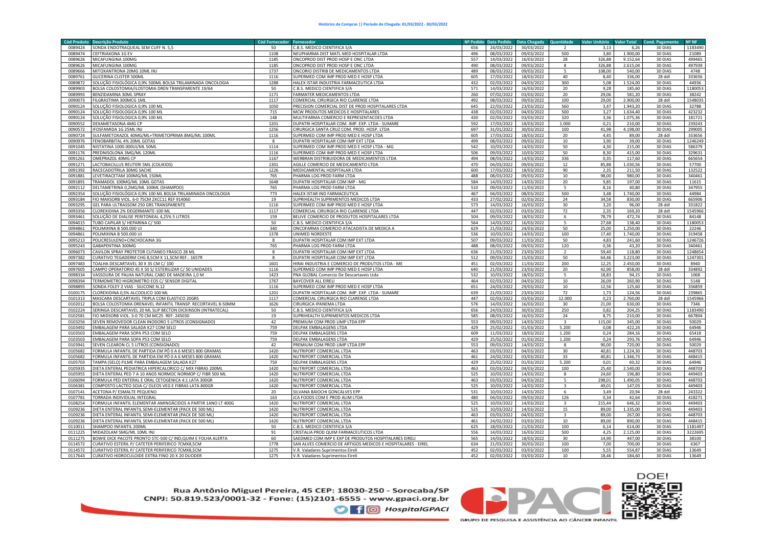**Histórico de Compras || Período de Chegada: 01/03/2022 - 30/03/2022**

| Cód Produto | Descrição Produto | Cód Fornecedor | Fornecedor | Nº Pedido | Data Pedido | Data Chegada | Quantidade | Valor Unitário | Valor Total | Cond. Pagamento | Nº NF |
|---|---|---|---|---|---|---|---|---|---|---|---|
| 0089424 | SONDA ENDOTRAQUEAL SEM CUFF N. 5,5 | 50 | C.B.S. MEDICO CIENTIFICA S/A | 656 | 24/03/2022 | 30/03/2022 | 2 | 3,13 | 6,26 | 30 DIAS | 1183490 |
| 0089474 | CEFTRIAXONA 1G EV | 1108 | NEUPHARMA DIST MATL MED HOSPITALAR LTDA | 496 | 08/03/2022 | 09/03/2022 | 500 | 3,80 | 1.900,00 | 30 DIAS | 21089 |
| 0089626 | MICAFUNGINA 100MG | 1185 | ONCOPROD DIST PROD HOSP E ONC LTDA | 557 | 14/03/2022 | 16/03/2022 | 28 | 326,88 | 9.152,64 | 30 DIAS | 499465 |
| 0089626 | MICAFUNGINA 100MG | 1185 | ONCOPROD DIST PROD HOSP E ONC LTDA | 490 | 08/03/2022 | 09/03/2022 | 8 | 326,88 | 2.615,04 | 30 DIAS | 497939 |
| 0089666 | MITOXANTRONA 20MG 10ML INJ | 1737 | ONCORIO DISTRIB DE MEDICAMENTOS LTDA | 489 | 08/03/2022 | 09/03/2022 | 5 | 108,00 | 540,00 | 30 DIAS | 4748 |
| 0089761 | GLICERINA CLISTER 500ML | 1116 | SUPERMED COM IMP PROD MED E HOSP LTDA | 605 | 17/03/2022 | 18/03/2022 | 40 | 8,40 | 336,00 | 28 ddl | 333656 |
| 0089872 | SOLUÇÃO FISIOLÓGICA 0,9% 500ML BOLSA TRILAMINADA ONCOLOGIA | 1288 | HALEX ISTAR INDUSTRIA FARMACEUTICA LTDA | 432 | 02/03/2022 | 04/03/2022 | 300 | 5,08 | 1.524,00 | 30 DIAS | 44936 |
| 0089903 | BOLSA COLOSTOMIA/ILOSTOMIA DREN TRANSPARENTE 19/64 | 50 | C.B.S. MEDICO CIENTIFICA S/A | 571 | 14/03/2022 | 16/03/2022 | 20 | 9,28 | 185,60 | 30 DIAS | 1180053 |
| 0089993 | BENZIDAMINA 30ML SPRAY | 1171 | FARMATER MEDICAMENTOS LTDA | 260 | 07/02/2022 | 03/03/2022 | 20 | 29,06 | 581,20 | 30 DIAS | 38242 |
| 0090073 | FILGRASTIMA 300MCG 1ML | 1117 | COMERCIAL CIRURGICA RIO CLARENSE LTDA | 492 | 08/03/2022 | 09/03/2022 | 100 | 29,00 | 2.900,00 | 28 ddl | 1548035 |
| 0090124 | SOLUÇÃO FISIOLOGICA 0,9% 100 ML | 1050 | PRECISION COMERCIAL DIST DE PROD HOSPITALARES LTDA | 645 | 22/03/2022 | 23/03/2022 | 560 | 3,47 | 1.943,20 | 30 DIAS | 32788 |
| 0090124 | SOLUÇÃO FISIOLOGICA 0,9% 100 ML | 715 | MCW PRODUTOS MEDICOS E HOSPITALARES | 438 | 02/03/2022 | 04/03/2022 | 500 | 3,27 | 1.634,40 | 30 DIAS | 423232 |
| 0090124 | SOLUÇÃO FISIOLOGICA 0,9% 100 ML | 148 | MULTIFARMA COMERCIO E REPRESENTACOES LTDA | 430 | 02/03/2022 | 03/03/2022 | 320 | 3,36 | 1.075,36 | 30 DIAS | 181721 |
| 0090552 | DEXAMETASONA 4MG CP | 1201 | DUPATRI HOSPITALAR COM. IMP. EXP. LTDA - SUMARE | 592 | 17/03/2022 | 18/03/2022 | 1.000 | 0,21 | 210,00 | 30 DIAS | 239243 |
| 0090572 | IFOSFAMIDA 1G 25ML INJ | 1256 | CIRURGICA SANTA CRUZ COM. PROD. HOSP. LTDA | 697 | 31/01/2022 | 30/03/2022 | 100 | 41,98 | 4.198,00 | 30 DIAS | 299005 |
| 0090724 | SULFAMETOXAZOL 40MG/ML+TRIMETOPRIMA 8MG/ML 100ML | 1116 | SUPERMED COM IMP PROD MED E HOSP LTDA | 605 | 17/03/2022 | 18/03/2022 | 20 | 4,45 | 89,00 | 28 ddl | 333656 |
| 0090976 | FENOBARBITAL 4% 20ML GOTAS | 8 | DUPATRI HOSPITALAR COM IMP EXT LTDA | 499 | 08/03/2022 | 09/03/2022 | 10 | 3,90 | 39,00 | 30 DIAS | 1246249 |
| 0091045 | NISTATINA 1000.000UI/ML 50ML | 1114 | SUPERMED COM IMP PROD MED E HOSP LTDA - MG | 542 | 10/03/2022 | 14/03/2022 | 50 | 4,30 | 215,00 | 30 DIAS | 586379 |
| 0091176 | PREDNISOLONA 3MG/ML 120ML | 1116 | SUPERMED COM IMP PROD MED E HOSP LTDA | 506 | 09/03/2022 | 10/03/2022 | 50 | 8,30 | 415,00 | 30 DIAS | 329631 |
| 0091261 | OMEPRAZOL 40MG CP | 1167 | WERBRAN DISTRIBUIDORA DE MEDICAMENTOS LTDA | 494 | 08/03/2022 | 14/03/2022 | 336 | 0,35 | 117,60 | 30 DIAS | 665654 |
| 0091271 | LACTOBACILLUS REUTERI 5ML (COLIKIDS) | 1301 | AGILLE COMERCIO DE MEDICAMENTO LTDA | 470 | 04/03/2022 | 09/03/2022 | 12 | 85,88 | 1.030,56 | 30 DIAS | 57700 |
| 0091392 | RACECADOTRILA 30MG SACHE | 1226 | MEDICAMENTAL HOSPITALAR LTDA | 600 | 17/03/2022 | 18/03/2022 | 90 | 2,35 | 211,50 | 30 DIAS | 132522 |
| 0091881 | LEVETIRACETAM 100MG/ML 150ML | 765 | PHARMA LOG PROD FARM LTDA | 488 | 08/03/2022 | 09/03/2022 | 10 | 98,00 | 980,00 | 30 DIAS | 340461 |
| 0091891 | TRAMADOL 100MG/ML 10ML GOTAS | 1648 | DUPATRI HOSPITALAR COM IMP - MG | 584 | 14/03/2022 | 14/03/2022 | 20 | 9,85 | 197,00 | 30 DIAS | 11615 |
| 0092112 | DELTAMETRINA 0,2MG/ML 100ML (SHAMPOO) | 765 | PHARMA LOG PROD FARM LTDA | 510 | 09/03/2022 | 11/03/2022 | 5 | 8,16 | 40,80 | 30 DIAS | 347955 |
| 0092354 | SOLUÇÃO FISIOLÓGICA 0,9% 100 ML BOLSA TRILAMINADA ONCOLOGIA | 773 | HALEX ISTAR IND FARMACEUTICA | 467 | 04/03/2022 | 08/03/2022 | 500 | 3,48 | 1.740,00 | 30 DIAS | 44984 |
| 0093184 | FIO MAXSORB VIOL. 6-0 75CM 2XCC11 REF 914060 | 19 | SUPRIHEALTH SUPRIMENTOS MEDICOS LTDA | 433 | 27/02/2022 | 02/03/2022 | 24 | 34,58 | 830,00 | 30 DIAS | 665906 |
| 0093295 | GEL PARA ULTRASSOM 250 GRS TRANSPARENTE | 1116 | SUPERMED COM IMP PROD MED E HOSP LTDA | 573 | 14/03/2022 | 16/03/2022 | 30 | 3,20 | 96,00 | 28 ddl | 331822 |
| 0093356 | CLOREXIDINA 2% DEGERMANTE-100 ML | 1117 | COMERCIAL CIRURGICA RIO CLARENSE LTDA | 447 | 02/03/2022 | 03/03/2022 | 72 | 2,35 | 169,20 | 28 ddl | 1545966 |
| 0093461 | SOLUÇÃO DE DIALISE PERITONEAL 4,25% 5 LITROS | 159 | BELIVE COMERCIO DE PRODUTOS HOSPITALARES LTDA | 504 | 09/03/2022 | 18/03/2022 | 6 | 78,79 | 472,74 | 30 DIAS | 84148 |
| 0094015 | TUBO CAPILAR S/ HEPARINA C/ 500 | 50 | C.B.S. MEDICO CIENTIFICA S/A | 564 | 14/03/2022 | 16/03/2022 | 5 | 27,68 | 138,40 | 30 DIAS | 1180053 |
| 0094861 | POLIMIXINA B 500.000 UI | 340 | ONCOFARMA COMERCIO ATACADISTA DE MEDICA A | 629 | 21/03/2022 | 24/03/2022 | 50 | 25,00 | 1.250,00 | 30 DIAS | 22246 |
| 0094861 | POLIMIXINA B 500.000 UI | 1378 | UNIMED NORDESTE | 536 | 10/03/2022 | 14/03/2022 | 100 | 17,40 | 1.740,00 | 30 DIAS | 319458 |
| 0095213 | POLICRESULENO+CINCHOCAINA 3G | 8 | DUPATRI HOSPITALAR COM IMP EXT LTDA | 507 | 09/03/2022 | 11/03/2022 | 50 | 4,83 | 241,60 | 30 DIAS | 1246726 |
| 0095243 | GABAPENTINA 300MG | 765 | PHARMA LOG PROD FARM LTDA | 488 | 08/03/2022 | 09/03/2022 | 120 | 0,36 | 43,20 | 30 DIAS | 340461 |
| 0096073 | CAVILON SPRAY PROTETOR CUTANEO FRASCO 28 ML | 8 | DUPATRI HOSPITALAR COM IMP EXT LTDA | 636 | 21/03/2022 | 23/03/2022 | 2 | 59,40 | 118,80 | 30 DIAS | 1248654 |
| 0097382 | CURATIVO TEGADERM CHG 8,5CM X 11,5CM REF.: 1657R | 8 | DUPATRI HOSPITALAR COM IMP EXT LTDA | 512 | 09/03/2022 | 15/03/2022 | 50 | 64,46 | 3.223,00 | 30 DIAS | 1247301 |
| 0097483 | TOALHA DESCARTAVEL 30 X 35 CM C/ 100 | 1601 | HIRAI INDUSTRIA E COMERCIO DE PRODUTOS LTDA - ME | 451 | 02/03/2022 | 11/03/2022 | 200 | 12,25 | 2.450,00 | 30 DIAS | 8940 |
| 0097605 | CAMPO OPERATORIO 45 X 50 S/ ESTERILIZAR C/ 50 UNIDADES | 1116 | SUPERMED COM IMP PROD MED E HOSP LTDA | 640 | 21/03/2022 | 23/03/2022 | 20 | 42,90 | 858,00 | 28 ddl | 334892 |
| 0098334 | VASSOURA DE PALHA NATURAL CABO DE MADEIRA 1,0 M | 1423 | PNA GLOBAL Comercio De Descartaveis Ltda | 532 | 10/03/2022 | 18/03/2022 | 5 | 18,83 | 94,15 | 30 DIAS | 1068 |
| 0098394 | TERMOMETRO HIGROMETRO EOS C/ SENSOR DIGITAL | 1767 | BAYCOVER ALL EIRELI | 464 | 02/03/2022 | 04/03/2022 | 10 | 26,09 | 260,90 | 30 DIAS | 5148 |
| 0098893 | SONDA FOLEY 2 VIAS - SILICONE N.12 | 1116 | SUPERMED COM IMP PROD MED E HOSP LTDA | 651 | 24/03/2022 | 29/03/2022 | 10 | 12,56 | 125,60 | 30 DIAS | 336859 |
| 0100175 | CLOREXIDINA 0,5% ALCOOLICO 100 ML | 1201 | DUPATRI HOSPITALAR COM. IMP. EXP. LTDA - SUMARE | 639 | 21/03/2022 | 23/03/2022 | 72 | 1,73 | 124,56 | 30 DIAS | 239865 |
| 0101313 | MASCARA DESCARTAVEL TRIPLA COM ELASTICO 20GRS | 1117 | COMERCIAL CIRURGICA RIO CLARENSE LTDA | 447 | 02/03/2022 | 03/03/2022 | 12.000 | 0,23 | 2.760,00 | 28 ddl | 1545966 |
| 0102012 | BOLSA COLOSTOMIA DRENAVEL INFANTIL TRANSP. RECORTAVEL 8-50MM | 1626 | CIRURGICA IPANEMA LTDA | 576 | 14/03/2022 | 16/03/2022 | 30 | 21,00 | 630,00 | 30 DIAS | 7346 |
| 0102224 | SERINGA DESCARTAVEL 20 ML SLIP BECTON DICKINSON (INTRATECAL) | 50 | C.B.S. MEDICO CIENTIFICA S/A | 656 | 24/03/2022 | 30/03/2022 | 250 | 0,82 | 204,25 | 30 DIAS | 1183490 |
| 0102581 | FIO MIDSORB VIOL. 3-0 70 CM MC25 REF: 245030 | 19 | SUPRIHEALTH SUPRIMENTOS MEDICOS LTDA | 585 | 08/03/2022 | 16/03/2022 | 24 | 8,75 | 210,00 | 30 DIAS | 667804 |
| 0103256 | SEVEN REMOVEDOR CLEAN INODORO 5 LITROS (CONSIGNADO) | 42 | PREMIUM COM PROD LIMP LTDA EPP | 553 | 09/03/2022 | 14/03/2022 | 3 | 115,00 | 345,00 | 30 DIAS | 50029 |
| 0103492 | EMBALAGEM PARA SALADA K27 COM SELO | 759 | DELPAK EMBALAGENS LTDA | 429 | 25/02/2022 | 01/03/2022 | 5.200 | 0,08 | 422,24 | 30 DIAS | 64946 |
| 0103503 | EMBALAGEM PARA SOPA P53 COM SELO | 759 | DELPAK EMBALAGENS LTDA | 609 | 11/03/2022 | 18/03/2022 | 1.200 | 0,24 | 284,16 | 30 DIAS | 65418 |
| 0103503 | EMBALAGEM PARA SOPA P53 COM SELO | 759 | DELPAK EMBALAGENS LTDA | 429 | 25/02/2022 | 01/03/2022 | 1.200 | 0,24 | 293,76 | 30 DIAS | 64946 |
| 0103941 | SEVEN CLEARON CL 5 LITROS (CONSIGNADO) | 42 | PREMIUM COM PROD LIMP LTDA EPP | 553 | 09/03/2022 | 14/03/2022 | 8 | 90,00 | 720,00 | 30 DIAS | 50029 |
| 0105682 | FORMULA INFANTIL DE PARTIDA EM PÓ 0 A 6 MESES 800 GRAMAS | 1420 | NUTRIPORT COMERCIAL LTDA | 463 | 03/03/2022 | 04/03/2022 | 30 | 40,81 | 1.224,30 | 30 DIAS | 448703 |
| 0105682 | FORMULA INFANTIL DE PARTIDA EM PÓ 0 A 6 MESES 800 GRAMAS | 1420 | NUTRIPORT COMERCIAL LTDA | 461 | 24/02/2022 | 03/03/2022 | 33 | 40,81 | 1.346,73 | 30 DIAS | 448415 |
| 0105703 | TAMPA (SELO) FILME PARA EMBALAGEM SALADA K27 | 759 | DELPAK EMBALAGENS LTDA | 429 | 25/02/2022 | 01/03/2022 | 5.200 | 0,01 | 60,32 | 30 DIAS | 64946 |
| 0105935 | DIETA ENTERAL PEDIATRICA HIPERCALORICO C/ MIX FIBRAS 200ML | 1420 | NUTRIPORT COMERCIAL LTDA | 463 | 03/03/2022 | 04/03/2022 | 100 | 25,40 | 2.540,00 | 30 DIAS | 448703 |
| 0105955 | DIETA ENTERAL PED 7 A 10 ANOS NORMOC NORMOP C/ FIBR 500 ML | 1420 | NUTRIPORT COMERCIAL LTDA | 525 | 10/03/2022 | 14/03/2022 | 8 | 24,60 | 196,80 | 30 DIAS | 449403 |
| 0106094 | FORMULA PED ENTERAL E ORAL CETOGENICA 4:1 LATA 300GR | 1420 | NUTRIPORT COMERCIAL LTDA | 463 | 03/03/2022 | 04/03/2022 | 5 | 298,01 | 1.490,05 | 30 DIAS | 448703 |
| 0106381 | COMPOSTO LACTEO SOJA C/ OLEOS VEG E FIBRAS LATA 800GR | 1420 | NUTRIPORT COMERCIAL LTDA | 525 | 10/03/2022 | 14/03/2022 | 3 | 49,01 | 147,03 | 30 DIAS | 449403 |
| 0107141 | ACETONA P/ ESMALTE PEQUENO | 20 | SILVANA BAIOCHI GONCALVES EPP | 531 | 10/03/2022 | 14/03/2022 | 6 | 3,49 | 20,94 | 28 ddl | 243322 |
| 0107781 | TORRADA INDIVIDUAL INTEGRAL | 163 | JCA FOODS COM E PROD ALIM LTDA | 480 | 04/03/2022 | 09/03/2022 | 126 | 0,34 | 42,64 | 30 DIAS | 418271 |
| 0108254 | FORMULA INFANTIL ELEMENTAR AMINOÁCIDOS A PARTIR 1ANO LT 400G | 1420 | NUTRIPORT COMERCIAL LTDA | 525 | 10/03/2022 | 14/03/2022 | 3 | 215,44 | 646,32 | 30 DIAS | 449403 |
| 0109236 | DIETA ENTERAL INFANTIL SEMI-ELEMENTAR (PACK DE 500 ML) | 1420 | NUTRIPORT COMERCIAL LTDA | 525 | 10/03/2022 | 14/03/2022 | 15 | 89,00 | 1.335,00 | 30 DIAS | 449403 |
| 0109236 | DIETA ENTERAL INFANTIL SEMI-ELEMENTAR (PACK DE 500 ML) | 1420 | NUTRIPORT COMERCIAL LTDA | 463 | 03/03/2022 | 04/03/2022 | 3 | 89,00 | 267,00 | 30 DIAS | 448703 |
| 0109236 | DIETA ENTERAL INFANTIL SEMI-ELEMENTAR (PACK DE 500 ML) | 1420 | NUTRIPORT COMERCIAL LTDA | 461 | 24/02/2022 | 03/03/2022 | 10 | 89,00 | 890,00 | 30 DIAS | 448415 |
| 0110011 | SHAMPOO INFANTIL 200ML | 50 | C.B.S. MEDICO CIENTIFICA S/A | 625 | 18/03/2022 | 21/03/2022 | 100 | 6,14 | 614,00 | 30 DIAS | 1181497 |
| 0111225 | MIDAZOLAM 5MG/ML 10ML INJ | 91 | CRISTALIA PROD QUIM FARMACEUTICOS LTDA | 556 | 14/03/2022 | 16/03/2022 | 500 | 4,25 | 2.125,00 | 30 DIAS | 3222695 |
| 0111275 | BOWIE DICK PACOTE PRONTO STC-500 C/ IND;QUIM E FOLHA ALERTA | 60 | SAEDMED COM IMP E EXP DE PRODUTOS HOSPITALARES EIRELI | 565 | 14/03/2022 | 18/03/2022 | 30 | 14,90 | 447,00 | 30 DIAS | 38100 |
| 0114572 | CURATIVO ESTERIL P/ CATETER PERIFERICO 7CMX8,5CM | 1778 | SAN ALVES COMERCIO DE ARTIGOS MEDICOS E HOSPITALARES - EIREL | 634 | 21/03/2022 | 30/03/2022 | 100 | 7,00 | 700,00 | 30 DIAS | 6367 |
| 0114572 | CURATIVO ESTERIL P/ CATETER PERIFERICO 7CMX8,5CM | 1275 | V.R. Valadares Suprimentos Eireli | 452 | 02/03/2022 | 03/03/2022 | 100 | 5,55 | 554,87 | 30 DIAS | 13649 |
| 0117643 | CURATIVO HIDROCULOIDE EXTRA FINO 20 X 20 DUODER | 1275 | V.R. Valadares Suprimentos Eireli | 452 | 02/03/2022 | 03/03/2022 | 10 | 18,46 | 184,60 | 30 DIAS | 13649 |

Rua Antônio Miguel Pereira, 45 CEP: 18030-250 - Sorocaba/SP
CNPJ: 50.819.523/0001-32 - Fone: (15)2101-6555 - www.gpaci.org.br

HospitalGPACI

GPACI — GRUPO DE PESQUISA E ASSISTÊNCIA AO CÂNCER INFANTIL

DOE!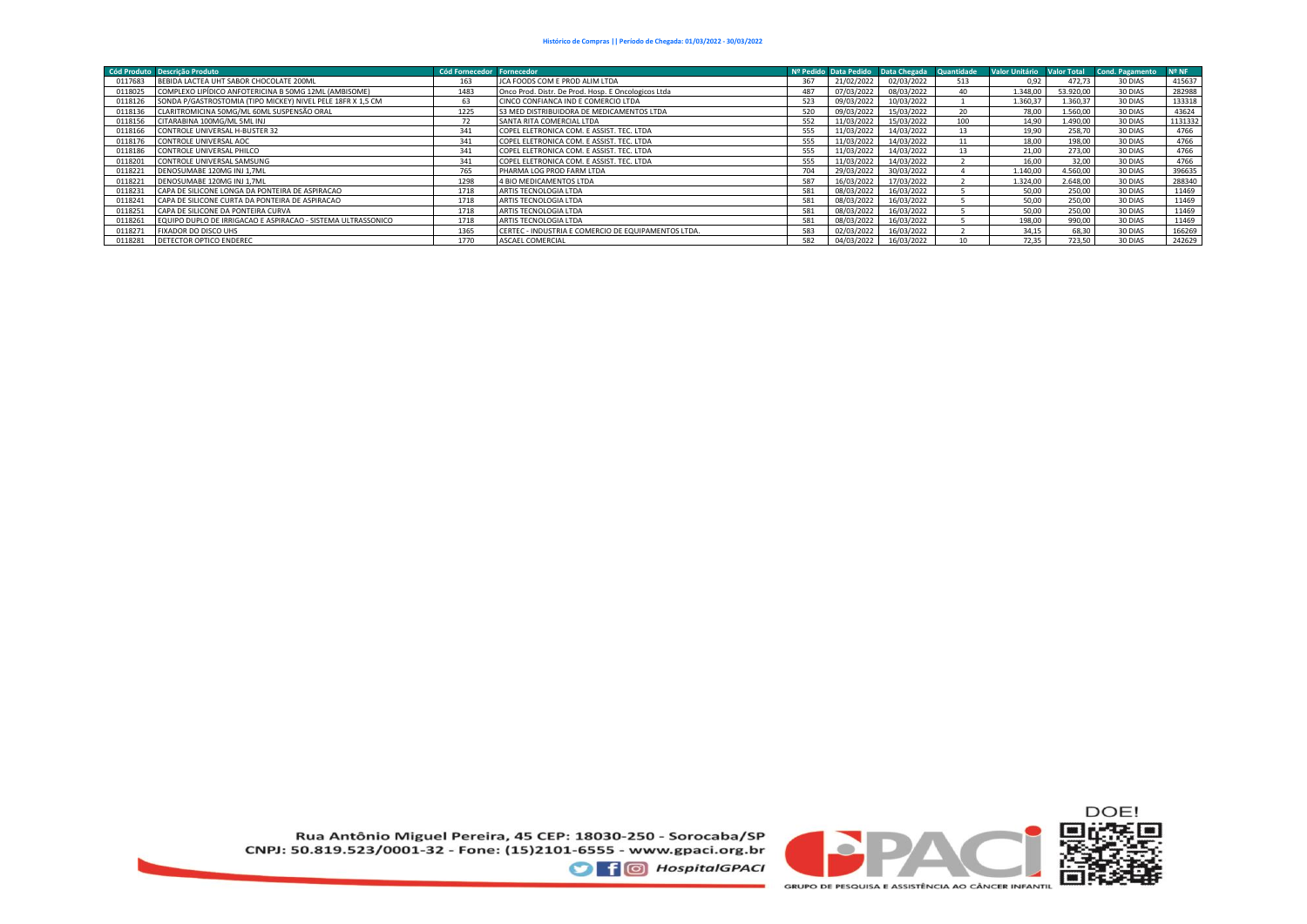**Histórico de Compras || Período de Chegada: 01/03/2022 - 30/03/2022**

| Cód Produto | Descrição Produto | Cód Fornecedor | Fornecedor | Nº Pedido | Data Pedido | Data Chegada | Quantidade | Valor Unitário | Valor Total | Cond. Pagamento | Nº NF |
|---|---|---|---|---|---|---|---|---|---|---|---|
| 0117683 | BEBIDA LACTEA UHT SABOR CHOCOLATE 200ML | 163 | JCA FOODS COM E PROD ALIM LTDA | 367 | 21/02/2022 | 02/03/2022 | 513 | 0,92 | 472,73 | 30 DIAS | 415637 |
| 0118025 | COMPLEXO LIPÍDICO ANFOTERICINA B 50MG 12ML (AMBISOME) | 1483 | Onco Prod. Distr. De Prod. Hosp. E Oncologicos Ltda | 487 | 07/03/2022 | 08/03/2022 | 40 | 1.348,00 | 53.920,00 | 30 DIAS | 282988 |
| 0118126 | SONDA P/GASTROSTOMIA (TIPO MICKEY) NIVEL PELE 18FR X 1,5 CM | 63 | CINCO CONFIANCA IND E COMERCIO LTDA | 523 | 09/03/2022 | 10/03/2022 | 1 | 1.360,37 | 1.360,37 | 30 DIAS | 133318 |
| 0118136 | CLARITROMICINA 50MG/ML 60ML SUSPENSÃO ORAL | 1225 | S3 MED DISTRIBUIDORA DE MEDICAMENTOS LTDA | 520 | 09/03/2022 | 15/03/2022 | 20 | 78,00 | 1.560,00 | 30 DIAS | 43624 |
| 0118156 | CITARABINA 100MG/ML 5ML INJ | 72 | SANTA RITA COMERCIAL LTDA | 552 | 11/03/2022 | 15/03/2022 | 100 | 14,90 | 1.490,00 | 30 DIAS | 1131332 |
| 0118166 | CONTROLE UNIVERSAL H-BUSTER 32 | 341 | COPEL ELETRONICA COM. E ASSIST. TEC. LTDA | 555 | 11/03/2022 | 14/03/2022 | 13 | 19,90 | 258,70 | 30 DIAS | 4766 |
| 0118176 | CONTROLE UNIVERSAL AOC | 341 | COPEL ELETRONICA COM. E ASSIST. TEC. LTDA | 555 | 11/03/2022 | 14/03/2022 | 11 | 18,00 | 198,00 | 30 DIAS | 4766 |
| 0118186 | CONTROLE UNIVERSAL PHILCO | 341 | COPEL ELETRONICA COM. E ASSIST. TEC. LTDA | 555 | 11/03/2022 | 14/03/2022 | 13 | 21,00 | 273,00 | 30 DIAS | 4766 |
| 0118201 | CONTROLE UNIVERSAL SAMSUNG | 341 | COPEL ELETRONICA COM. E ASSIST. TEC. LTDA | 555 | 11/03/2022 | 14/03/2022 | 2 | 16,00 | 32,00 | 30 DIAS | 4766 |
| 0118221 | DENOSUMABE 120MG INJ 1,7ML | 765 | PHARMA LOG PROD FARM LTDA | 704 | 29/03/2022 | 30/03/2022 | 4 | 1.140,00 | 4.560,00 | 30 DIAS | 396635 |
| 0118221 | DENOSUMABE 120MG INJ 1,7ML | 1298 | 4 BIO MEDICAMENTOS LTDA | 587 | 16/03/2022 | 17/03/2022 | 2 | 1.324,00 | 2.648,00 | 30 DIAS | 288340 |
| 0118231 | CAPA DE SILICONE LONGA DA PONTEIRA DE ASPIRACAO | 1718 | ARTIS TECNOLOGIA LTDA | 581 | 08/03/2022 | 16/03/2022 | 5 | 50,00 | 250,00 | 30 DIAS | 11469 |
| 0118241 | CAPA DE SILICONE CURTA DA PONTEIRA DE ASPIRACAO | 1718 | ARTIS TECNOLOGIA LTDA | 581 | 08/03/2022 | 16/03/2022 | 5 | 50,00 | 250,00 | 30 DIAS | 11469 |
| 0118251 | CAPA DE SILICONE DA PONTEIRA CURVA | 1718 | ARTIS TECNOLOGIA LTDA | 581 | 08/03/2022 | 16/03/2022 | 5 | 50,00 | 250,00 | 30 DIAS | 11469 |
| 0118261 | EQUIPO DUPLO DE IRRIGACAO E ASPIRACAO - SISTEMA ULTRASSONICO | 1718 | ARTIS TECNOLOGIA LTDA | 581 | 08/03/2022 | 16/03/2022 | 5 | 198,00 | 990,00 | 30 DIAS | 11469 |
| 0118271 | FIXADOR DO DISCO UHS | 1365 | CERTEC - INDUSTRIA E COMERCIO DE EQUIPAMENTOS LTDA. | 583 | 02/03/2022 | 16/03/2022 | 2 | 34,15 | 68,30 | 30 DIAS | 166269 |
| 0118281 | DETECTOR OPTICO ENDEREC | 1770 | ASCAEL COMERCIAL | 582 | 04/03/2022 | 16/03/2022 | 10 | 72,35 | 723,50 | 30 DIAS | 242629 |

Rua Antônio Miguel Pereira, 45 CEP: 18030-250 - Sorocaba/SP
CNPJ: 50.819.523/0001-32 - Fone: (15)2101-6555 - www.gpaci.org.br
HospitalGPACI

GPACI
GRUPO DE PESQUISA E ASSISTÊNCIA AO CÂNCER INFANTIL

DOE!